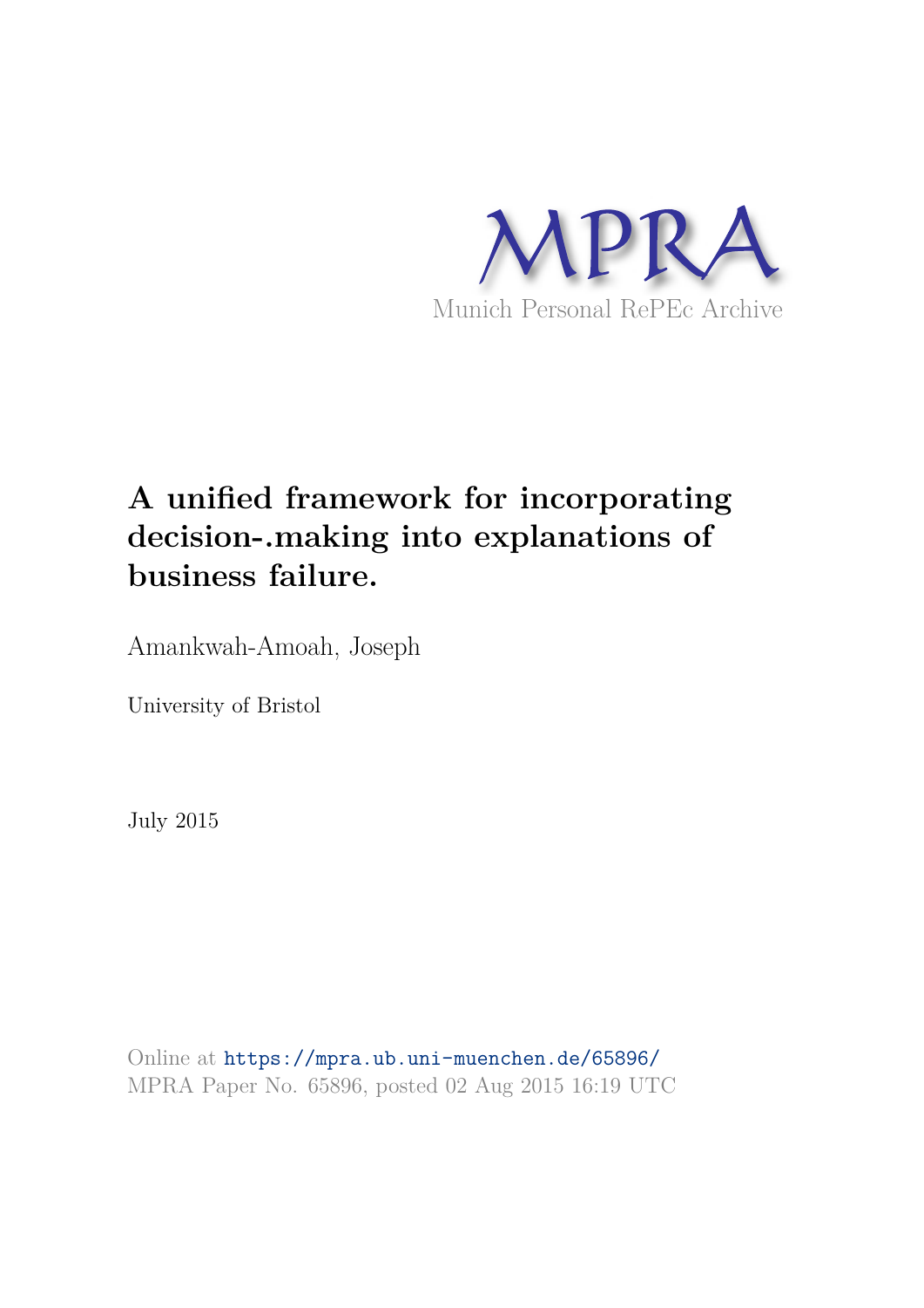MPRA

Munich Personal RePEc Archive

# A unified framework for incorporating decision-.making into explanations of business failure.

Amankwah-Amoah, Joseph

University of Bristol

July 2015

Online at https://mpra.ub.uni-muenchen.de/65896/
MPRA Paper No. 65896, posted 02 Aug 2015 16:19 UTC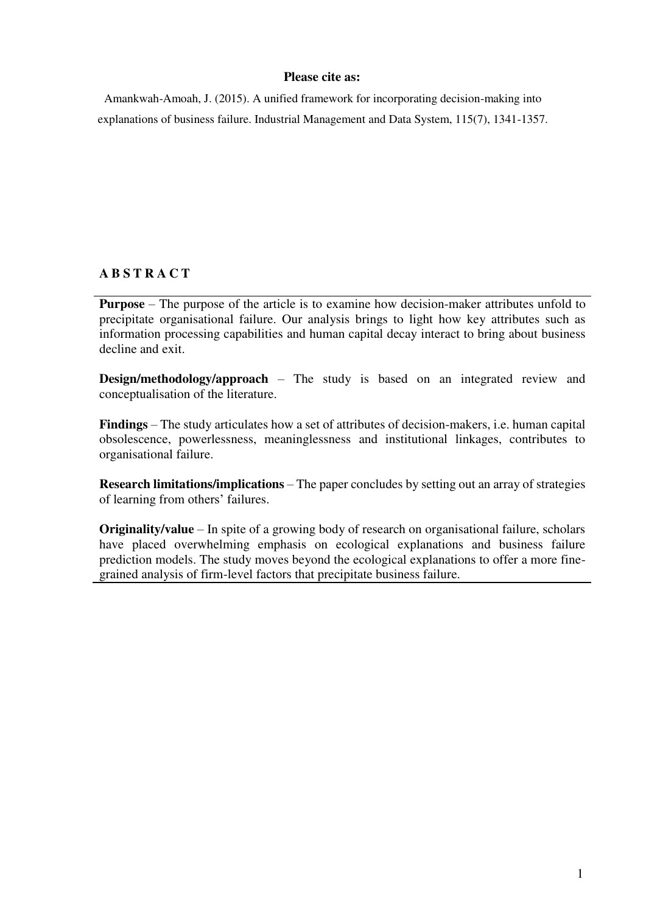**Please cite as:**

Amankwah-Amoah, J. (2015). A unified framework for incorporating decision-making into explanations of business failure. Industrial Management and Data System, 115(7), 1341-1357.

## A B S T R A C T

**Purpose** – The purpose of the article is to examine how decision-maker attributes unfold to precipitate organisational failure. Our analysis brings to light how key attributes such as information processing capabilities and human capital decay interact to bring about business decline and exit.

**Design/methodology/approach** – The study is based on an integrated review and conceptualisation of the literature.

**Findings** – The study articulates how a set of attributes of decision-makers, i.e. human capital obsolescence, powerlessness, meaninglessness and institutional linkages, contributes to organisational failure.

**Research limitations/implications** – The paper concludes by setting out an array of strategies of learning from others' failures.

**Originality/value** – In spite of a growing body of research on organisational failure, scholars have placed overwhelming emphasis on ecological explanations and business failure prediction models. The study moves beyond the ecological explanations to offer a more fine-grained analysis of firm-level factors that precipitate business failure.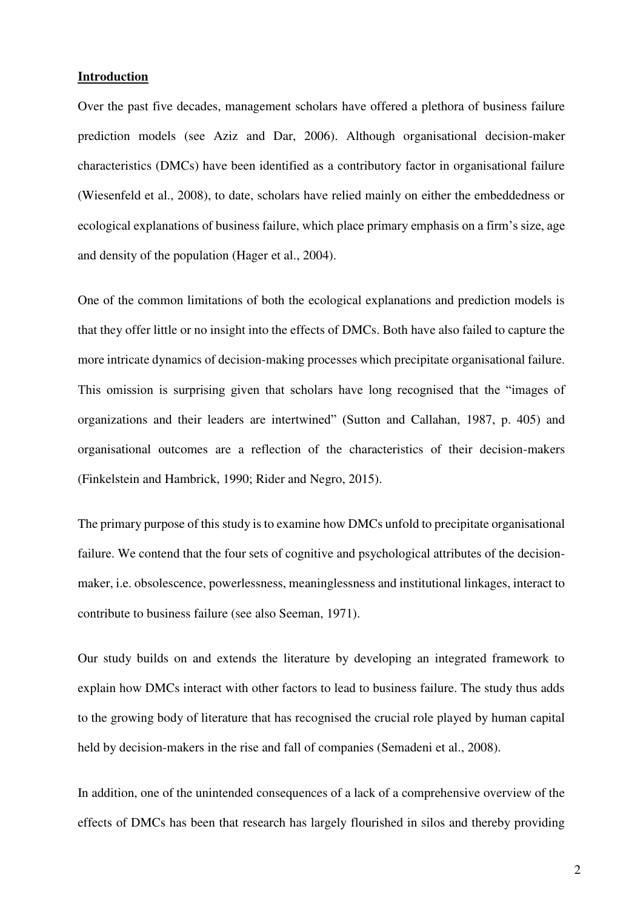## Introduction

Over the past five decades, management scholars have offered a plethora of business failure prediction models (see Aziz and Dar, 2006). Although organisational decision-maker characteristics (DMCs) have been identified as a contributory factor in organisational failure (Wiesenfeld et al., 2008), to date, scholars have relied mainly on either the embeddedness or ecological explanations of business failure, which place primary emphasis on a firm's size, age and density of the population (Hager et al., 2004).

One of the common limitations of both the ecological explanations and prediction models is that they offer little or no insight into the effects of DMCs. Both have also failed to capture the more intricate dynamics of decision-making processes which precipitate organisational failure. This omission is surprising given that scholars have long recognised that the "images of organizations and their leaders are intertwined" (Sutton and Callahan, 1987, p. 405) and organisational outcomes are a reflection of the characteristics of their decision-makers (Finkelstein and Hambrick, 1990; Rider and Negro, 2015).

The primary purpose of this study is to examine how DMCs unfold to precipitate organisational failure. We contend that the four sets of cognitive and psychological attributes of the decision-maker, i.e. obsolescence, powerlessness, meaninglessness and institutional linkages, interact to contribute to business failure (see also Seeman, 1971).

Our study builds on and extends the literature by developing an integrated framework to explain how DMCs interact with other factors to lead to business failure. The study thus adds to the growing body of literature that has recognised the crucial role played by human capital held by decision-makers in the rise and fall of companies (Semadeni et al., 2008).

In addition, one of the unintended consequences of a lack of a comprehensive overview of the effects of DMCs has been that research has largely flourished in silos and thereby providing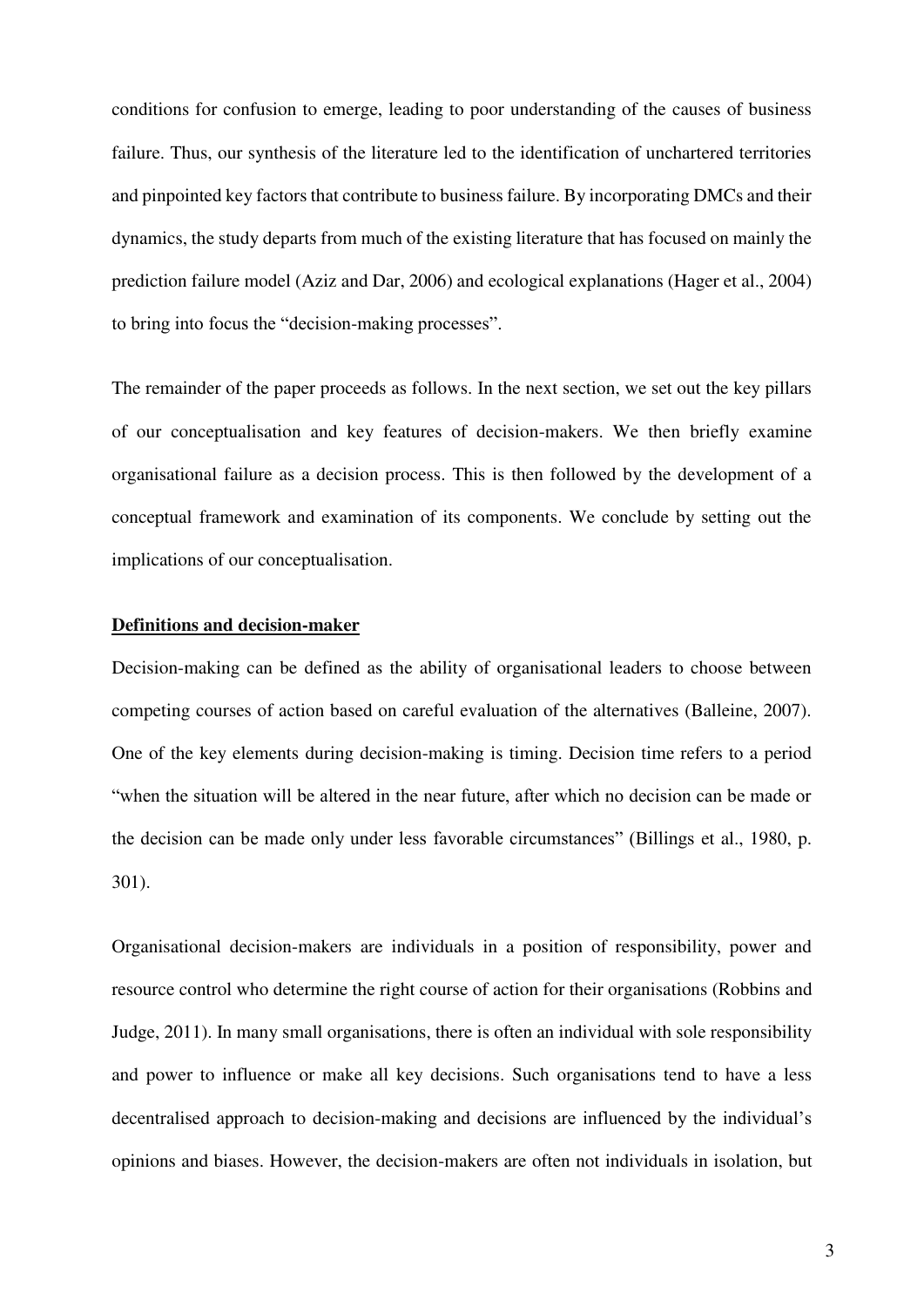conditions for confusion to emerge, leading to poor understanding of the causes of business failure. Thus, our synthesis of the literature led to the identification of unchartered territories and pinpointed key factors that contribute to business failure. By incorporating DMCs and their dynamics, the study departs from much of the existing literature that has focused on mainly the prediction failure model (Aziz and Dar, 2006) and ecological explanations (Hager et al., 2004) to bring into focus the "decision-making processes".

The remainder of the paper proceeds as follows. In the next section, we set out the key pillars of our conceptualisation and key features of decision-makers. We then briefly examine organisational failure as a decision process. This is then followed by the development of a conceptual framework and examination of its components. We conclude by setting out the implications of our conceptualisation.

## Definitions and decision-maker

Decision-making can be defined as the ability of organisational leaders to choose between competing courses of action based on careful evaluation of the alternatives (Balleine, 2007). One of the key elements during decision-making is timing. Decision time refers to a period "when the situation will be altered in the near future, after which no decision can be made or the decision can be made only under less favorable circumstances" (Billings et al., 1980, p. 301).

Organisational decision-makers are individuals in a position of responsibility, power and resource control who determine the right course of action for their organisations (Robbins and Judge, 2011). In many small organisations, there is often an individual with sole responsibility and power to influence or make all key decisions. Such organisations tend to have a less decentralised approach to decision-making and decisions are influenced by the individual's opinions and biases. However, the decision-makers are often not individuals in isolation, but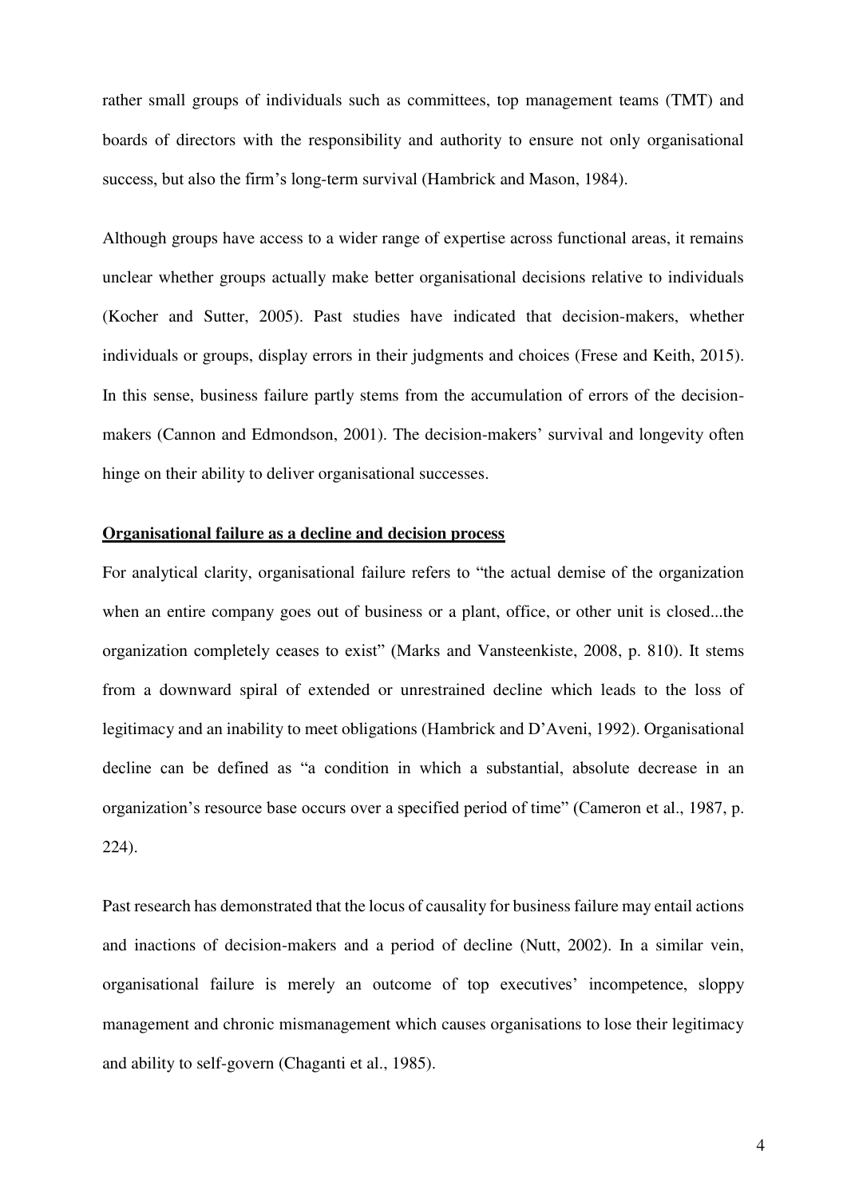rather small groups of individuals such as committees, top management teams (TMT) and boards of directors with the responsibility and authority to ensure not only organisational success, but also the firm's long-term survival (Hambrick and Mason, 1984).

Although groups have access to a wider range of expertise across functional areas, it remains unclear whether groups actually make better organisational decisions relative to individuals (Kocher and Sutter, 2005). Past studies have indicated that decision-makers, whether individuals or groups, display errors in their judgments and choices (Frese and Keith, 2015). In this sense, business failure partly stems from the accumulation of errors of the decision-makers (Cannon and Edmondson, 2001). The decision-makers' survival and longevity often hinge on their ability to deliver organisational successes.

## Organisational failure as a decline and decision process

For analytical clarity, organisational failure refers to "the actual demise of the organization when an entire company goes out of business or a plant, office, or other unit is closed...the organization completely ceases to exist" (Marks and Vansteenkiste, 2008, p. 810). It stems from a downward spiral of extended or unrestrained decline which leads to the loss of legitimacy and an inability to meet obligations (Hambrick and D'Aveni, 1992). Organisational decline can be defined as "a condition in which a substantial, absolute decrease in an organization's resource base occurs over a specified period of time" (Cameron et al., 1987, p. 224).

Past research has demonstrated that the locus of causality for business failure may entail actions and inactions of decision-makers and a period of decline (Nutt, 2002). In a similar vein, organisational failure is merely an outcome of top executives' incompetence, sloppy management and chronic mismanagement which causes organisations to lose their legitimacy and ability to self-govern (Chaganti et al., 1985).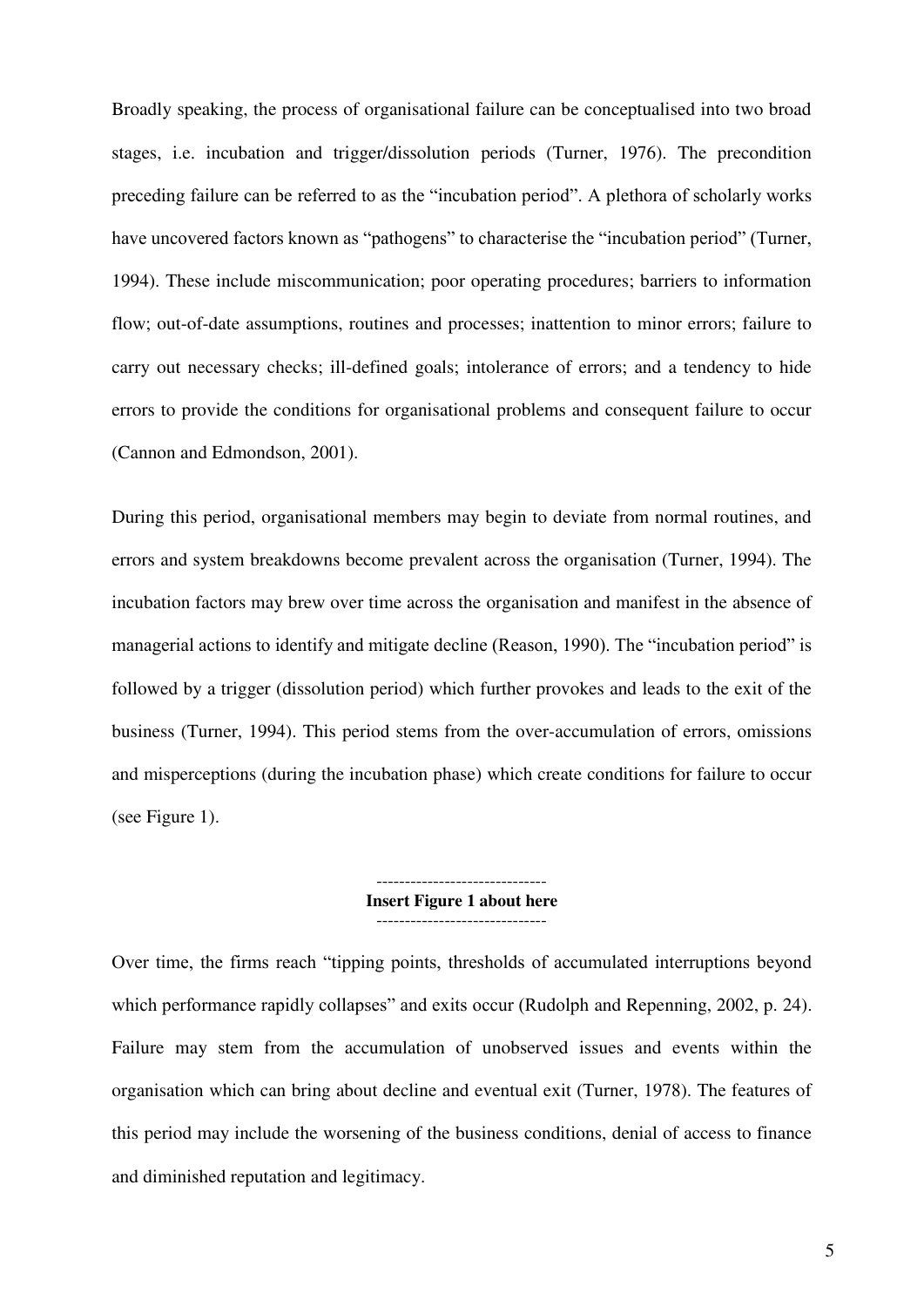Broadly speaking, the process of organisational failure can be conceptualised into two broad stages, i.e. incubation and trigger/dissolution periods (Turner, 1976). The precondition preceding failure can be referred to as the "incubation period". A plethora of scholarly works have uncovered factors known as "pathogens" to characterise the "incubation period" (Turner, 1994). These include miscommunication; poor operating procedures; barriers to information flow; out-of-date assumptions, routines and processes; inattention to minor errors; failure to carry out necessary checks; ill-defined goals; intolerance of errors; and a tendency to hide errors to provide the conditions for organisational problems and consequent failure to occur (Cannon and Edmondson, 2001).

During this period, organisational members may begin to deviate from normal routines, and errors and system breakdowns become prevalent across the organisation (Turner, 1994). The incubation factors may brew over time across the organisation and manifest in the absence of managerial actions to identify and mitigate decline (Reason, 1990). The "incubation period" is followed by a trigger (dissolution period) which further provokes and leads to the exit of the business (Turner, 1994). This period stems from the over-accumulation of errors, omissions and misperceptions (during the incubation phase) which create conditions for failure to occur (see Figure 1).

------------------------------
**Insert Figure 1 about here**
------------------------------

Over time, the firms reach "tipping points, thresholds of accumulated interruptions beyond which performance rapidly collapses" and exits occur (Rudolph and Repenning, 2002, p. 24). Failure may stem from the accumulation of unobserved issues and events within the organisation which can bring about decline and eventual exit (Turner, 1978). The features of this period may include the worsening of the business conditions, denial of access to finance and diminished reputation and legitimacy.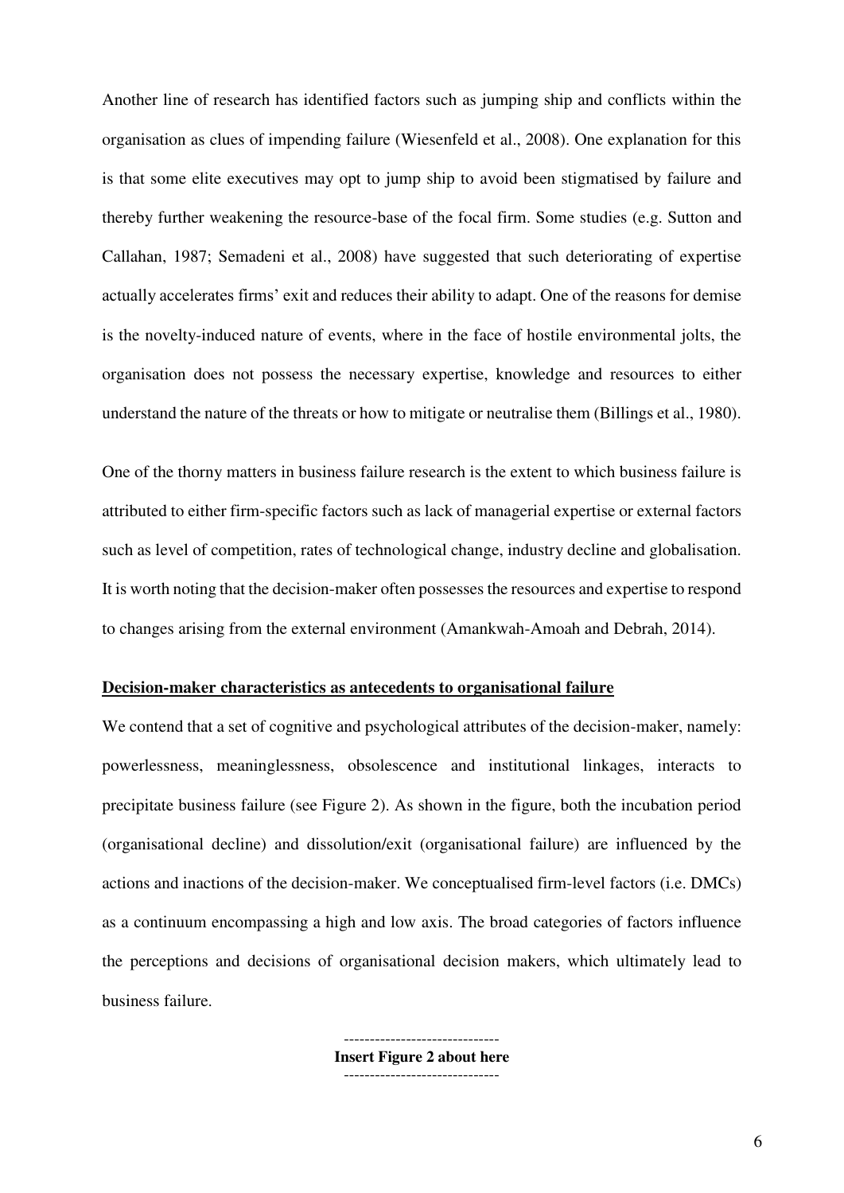Another line of research has identified factors such as jumping ship and conflicts within the organisation as clues of impending failure (Wiesenfeld et al., 2008). One explanation for this is that some elite executives may opt to jump ship to avoid been stigmatised by failure and thereby further weakening the resource-base of the focal firm. Some studies (e.g. Sutton and Callahan, 1987; Semadeni et al., 2008) have suggested that such deteriorating of expertise actually accelerates firms' exit and reduces their ability to adapt. One of the reasons for demise is the novelty-induced nature of events, where in the face of hostile environmental jolts, the organisation does not possess the necessary expertise, knowledge and resources to either understand the nature of the threats or how to mitigate or neutralise them (Billings et al., 1980).

One of the thorny matters in business failure research is the extent to which business failure is attributed to either firm-specific factors such as lack of managerial expertise or external factors such as level of competition, rates of technological change, industry decline and globalisation. It is worth noting that the decision-maker often possesses the resources and expertise to respond to changes arising from the external environment (Amankwah-Amoah and Debrah, 2014).

**Decision-maker characteristics as antecedents to organisational failure**

We contend that a set of cognitive and psychological attributes of the decision-maker, namely: powerlessness, meaninglessness, obsolescence and institutional linkages, interacts to precipitate business failure (see Figure 2). As shown in the figure, both the incubation period (organisational decline) and dissolution/exit (organisational failure) are influenced by the actions and inactions of the decision-maker. We conceptualised firm-level factors (i.e. DMCs) as a continuum encompassing a high and low axis. The broad categories of factors influence the perceptions and decisions of organisational decision makers, which ultimately lead to business failure.

------------------------------
**Insert Figure 2 about here**
------------------------------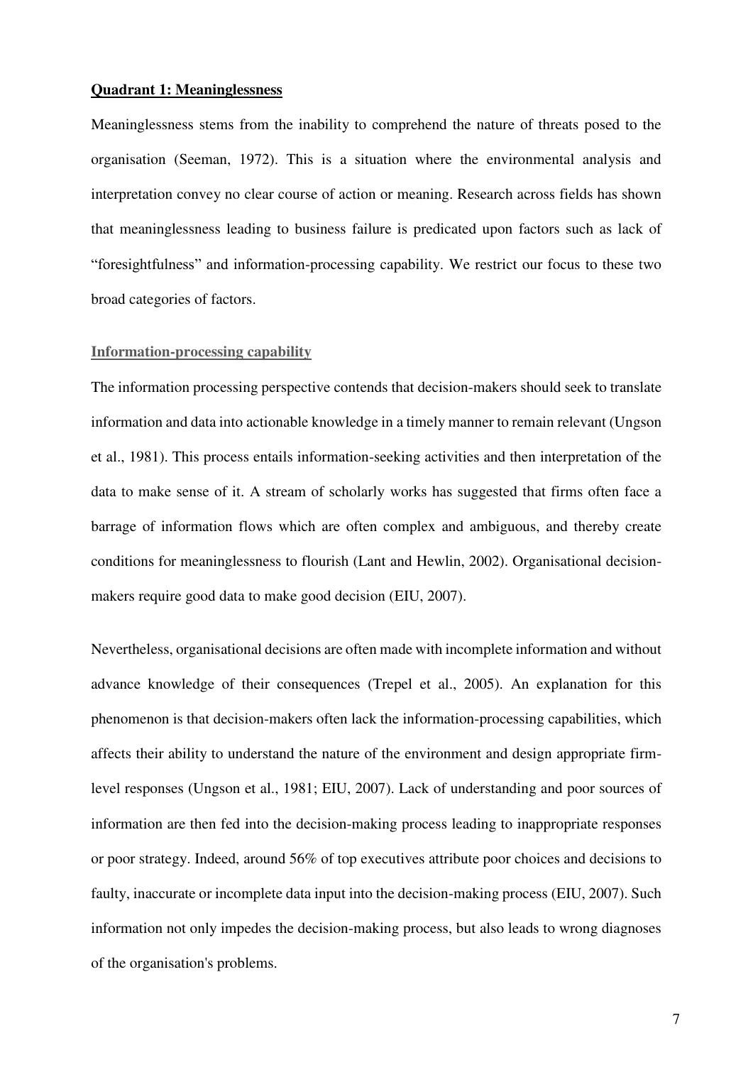**Quadrant 1: Meaninglessness**

Meaninglessness stems from the inability to comprehend the nature of threats posed to the organisation (Seeman, 1972). This is a situation where the environmental analysis and interpretation convey no clear course of action or meaning. Research across fields has shown that meaninglessness leading to business failure is predicated upon factors such as lack of "foresightfulness" and information-processing capability. We restrict our focus to these two broad categories of factors.

**Information-processing capability**

The information processing perspective contends that decision-makers should seek to translate information and data into actionable knowledge in a timely manner to remain relevant (Ungson et al., 1981). This process entails information-seeking activities and then interpretation of the data to make sense of it. A stream of scholarly works has suggested that firms often face a barrage of information flows which are often complex and ambiguous, and thereby create conditions for meaninglessness to flourish (Lant and Hewlin, 2002). Organisational decision-makers require good data to make good decision (EIU, 2007).

Nevertheless, organisational decisions are often made with incomplete information and without advance knowledge of their consequences (Trepel et al., 2005). An explanation for this phenomenon is that decision-makers often lack the information-processing capabilities, which affects their ability to understand the nature of the environment and design appropriate firm-level responses (Ungson et al., 1981; EIU, 2007). Lack of understanding and poor sources of information are then fed into the decision-making process leading to inappropriate responses or poor strategy. Indeed, around 56% of top executives attribute poor choices and decisions to faulty, inaccurate or incomplete data input into the decision-making process (EIU, 2007). Such information not only impedes the decision-making process, but also leads to wrong diagnoses of the organisation's problems.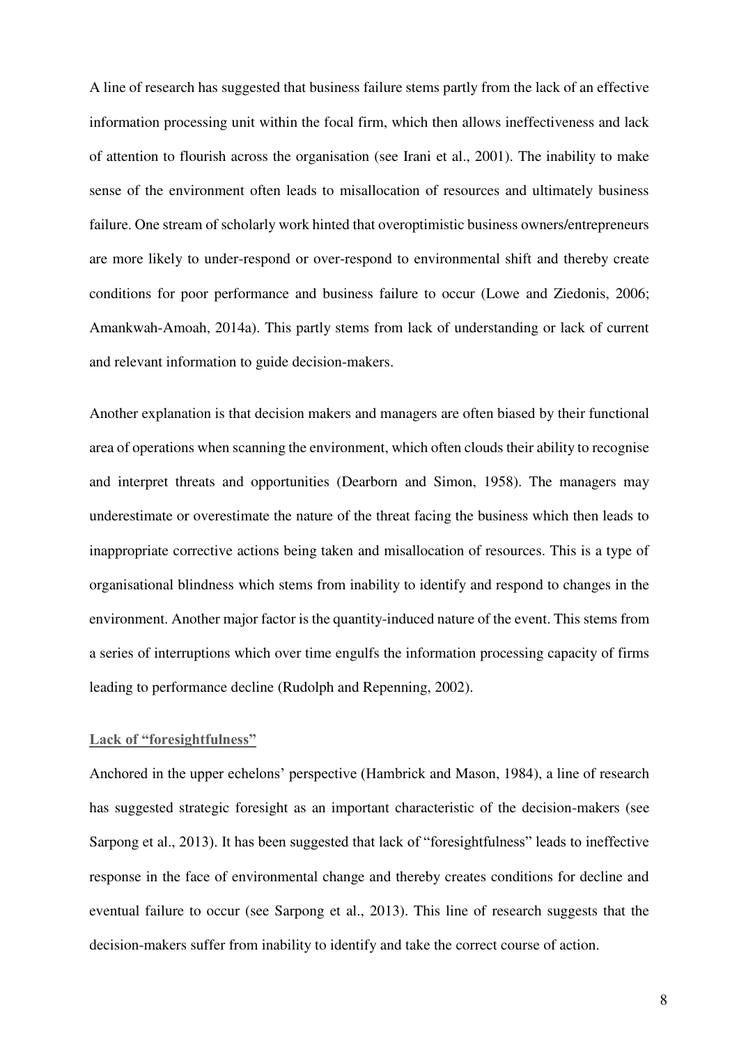A line of research has suggested that business failure stems partly from the lack of an effective information processing unit within the focal firm, which then allows ineffectiveness and lack of attention to flourish across the organisation (see Irani et al., 2001). The inability to make sense of the environment often leads to misallocation of resources and ultimately business failure. One stream of scholarly work hinted that overoptimistic business owners/entrepreneurs are more likely to under-respond or over-respond to environmental shift and thereby create conditions for poor performance and business failure to occur (Lowe and Ziedonis, 2006; Amankwah-Amoah, 2014a). This partly stems from lack of understanding or lack of current and relevant information to guide decision-makers.

Another explanation is that decision makers and managers are often biased by their functional area of operations when scanning the environment, which often clouds their ability to recognise and interpret threats and opportunities (Dearborn and Simon, 1958). The managers may underestimate or overestimate the nature of the threat facing the business which then leads to inappropriate corrective actions being taken and misallocation of resources. This is a type of organisational blindness which stems from inability to identify and respond to changes in the environment. Another major factor is the quantity-induced nature of the event. This stems from a series of interruptions which over time engulfs the information processing capacity of firms leading to performance decline (Rudolph and Repenning, 2002).

### Lack of "foresightfulness"

Anchored in the upper echelons' perspective (Hambrick and Mason, 1984), a line of research has suggested strategic foresight as an important characteristic of the decision-makers (see Sarpong et al., 2013). It has been suggested that lack of "foresightfulness" leads to ineffective response in the face of environmental change and thereby creates conditions for decline and eventual failure to occur (see Sarpong et al., 2013). This line of research suggests that the decision-makers suffer from inability to identify and take the correct course of action.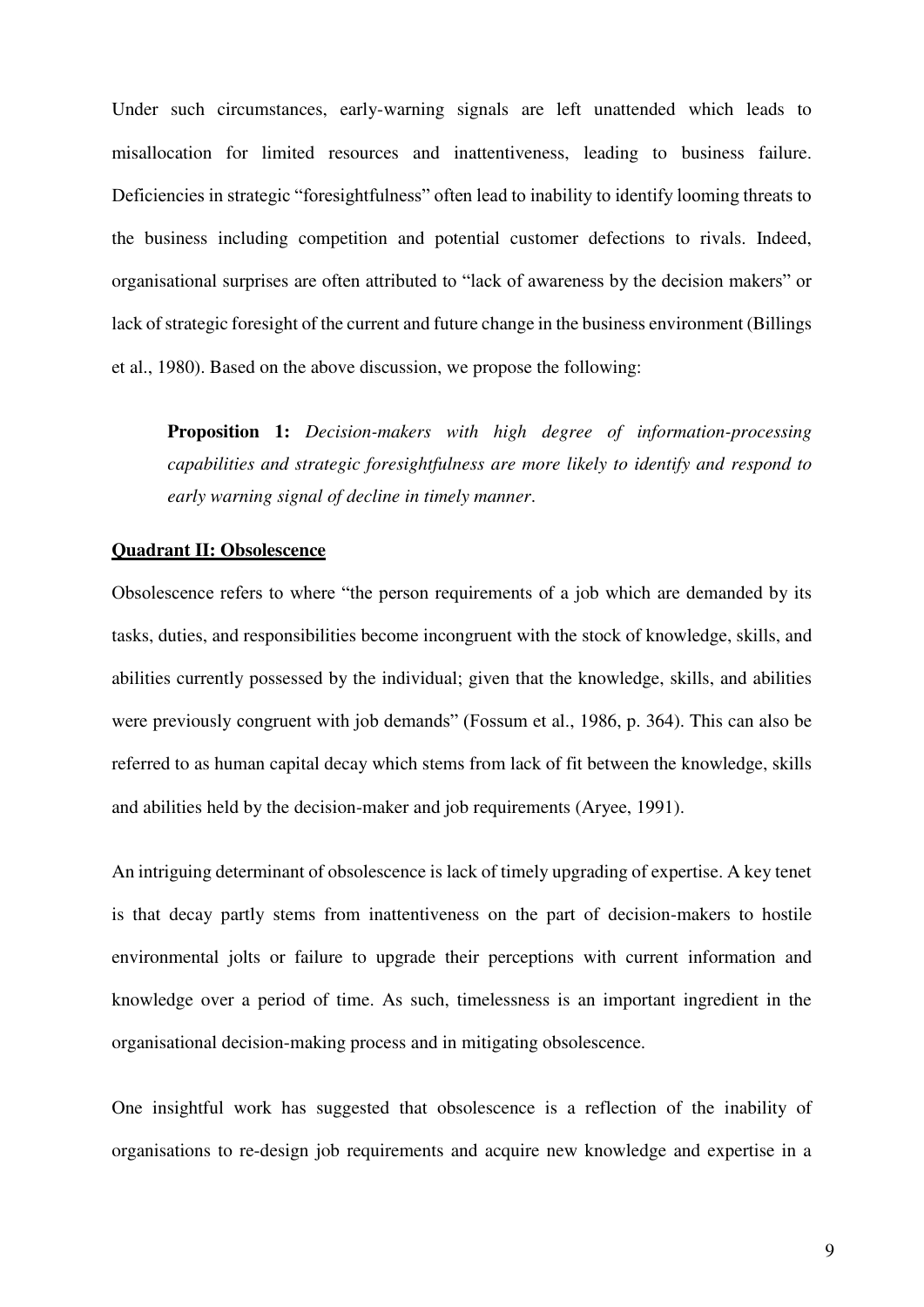Under such circumstances, early-warning signals are left unattended which leads to misallocation for limited resources and inattentiveness, leading to business failure. Deficiencies in strategic "foresightfulness" often lead to inability to identify looming threats to the business including competition and potential customer defections to rivals. Indeed, organisational surprises are often attributed to "lack of awareness by the decision makers" or lack of strategic foresight of the current and future change in the business environment (Billings et al., 1980). Based on the above discussion, we propose the following:

> **Proposition 1:** *Decision-makers with high degree of information-processing capabilities and strategic foresightfulness are more likely to identify and respond to early warning signal of decline in timely manner*.

**Quadrant II: Obsolescence**

Obsolescence refers to where "the person requirements of a job which are demanded by its tasks, duties, and responsibilities become incongruent with the stock of knowledge, skills, and abilities currently possessed by the individual; given that the knowledge, skills, and abilities were previously congruent with job demands" (Fossum et al., 1986, p. 364). This can also be referred to as human capital decay which stems from lack of fit between the knowledge, skills and abilities held by the decision-maker and job requirements (Aryee, 1991).

An intriguing determinant of obsolescence is lack of timely upgrading of expertise. A key tenet is that decay partly stems from inattentiveness on the part of decision-makers to hostile environmental jolts or failure to upgrade their perceptions with current information and knowledge over a period of time. As such, timelessness is an important ingredient in the organisational decision-making process and in mitigating obsolescence.

One insightful work has suggested that obsolescence is a reflection of the inability of organisations to re-design job requirements and acquire new knowledge and expertise in a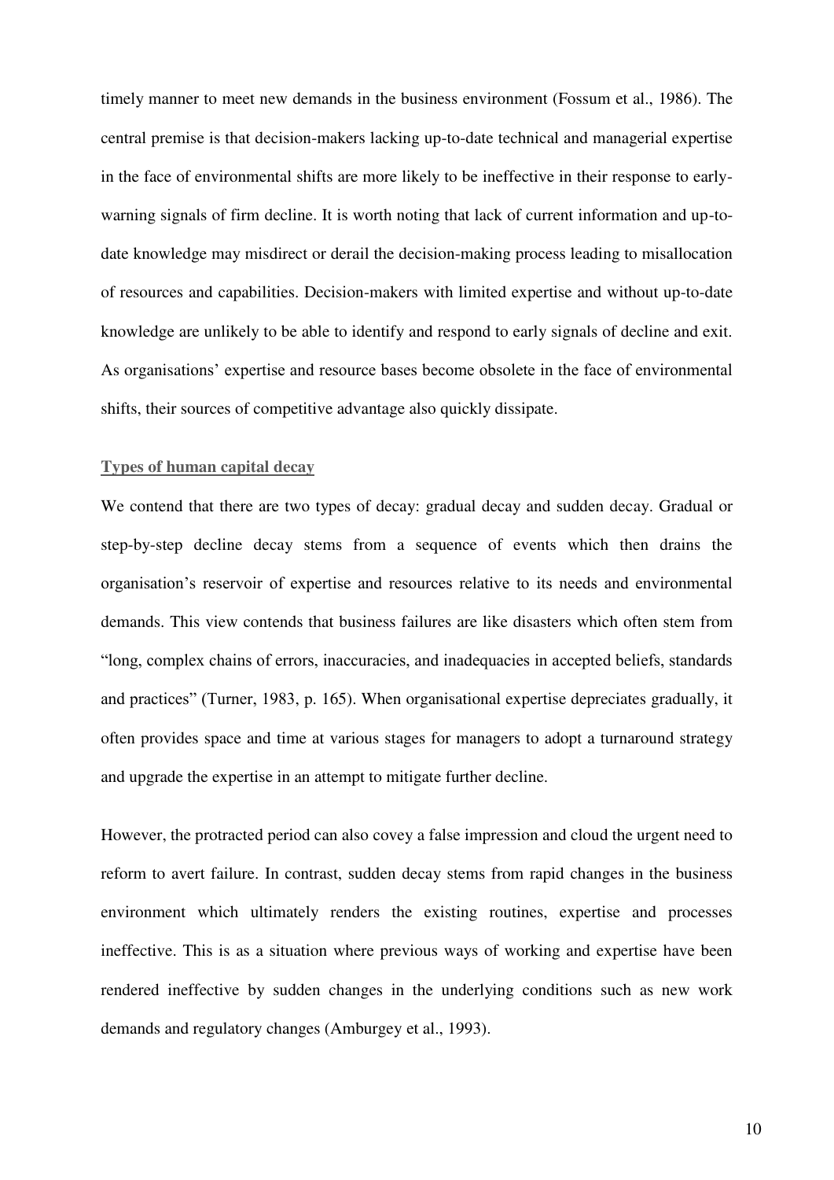timely manner to meet new demands in the business environment (Fossum et al., 1986). The central premise is that decision-makers lacking up-to-date technical and managerial expertise in the face of environmental shifts are more likely to be ineffective in their response to early-warning signals of firm decline. It is worth noting that lack of current information and up-to-date knowledge may misdirect or derail the decision-making process leading to misallocation of resources and capabilities. Decision-makers with limited expertise and without up-to-date knowledge are unlikely to be able to identify and respond to early signals of decline and exit. As organisations' expertise and resource bases become obsolete in the face of environmental shifts, their sources of competitive advantage also quickly dissipate.

### Types of human capital decay

We contend that there are two types of decay: gradual decay and sudden decay. Gradual or step-by-step decline decay stems from a sequence of events which then drains the organisation's reservoir of expertise and resources relative to its needs and environmental demands. This view contends that business failures are like disasters which often stem from "long, complex chains of errors, inaccuracies, and inadequacies in accepted beliefs, standards and practices" (Turner, 1983, p. 165). When organisational expertise depreciates gradually, it often provides space and time at various stages for managers to adopt a turnaround strategy and upgrade the expertise in an attempt to mitigate further decline.

However, the protracted period can also covey a false impression and cloud the urgent need to reform to avert failure. In contrast, sudden decay stems from rapid changes in the business environment which ultimately renders the existing routines, expertise and processes ineffective. This is as a situation where previous ways of working and expertise have been rendered ineffective by sudden changes in the underlying conditions such as new work demands and regulatory changes (Amburgey et al., 1993).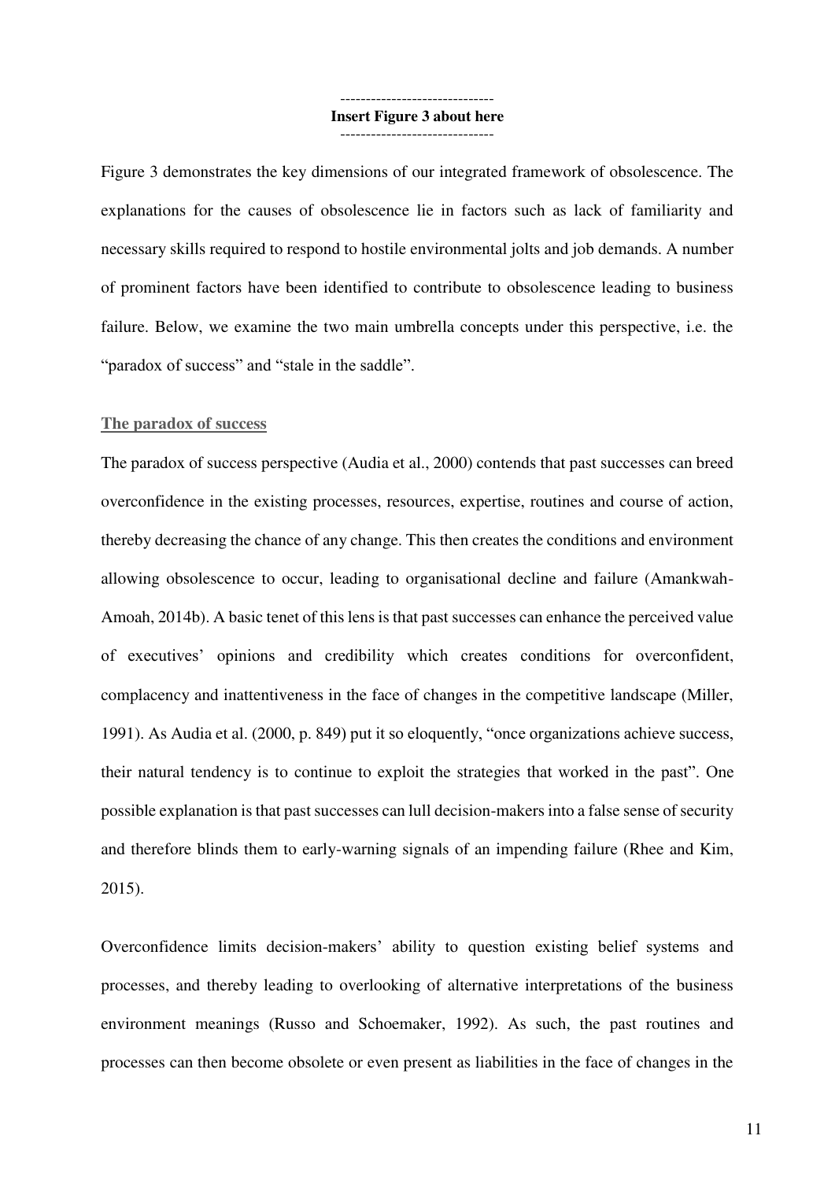------------------------------
**Insert Figure 3 about here**
------------------------------

Figure 3 demonstrates the key dimensions of our integrated framework of obsolescence. The explanations for the causes of obsolescence lie in factors such as lack of familiarity and necessary skills required to respond to hostile environmental jolts and job demands. A number of prominent factors have been identified to contribute to obsolescence leading to business failure. Below, we examine the two main umbrella concepts under this perspective, i.e. the "paradox of success" and "stale in the saddle".

### The paradox of success

The paradox of success perspective (Audia et al., 2000) contends that past successes can breed overconfidence in the existing processes, resources, expertise, routines and course of action, thereby decreasing the chance of any change. This then creates the conditions and environment allowing obsolescence to occur, leading to organisational decline and failure (Amankwah-Amoah, 2014b). A basic tenet of this lens is that past successes can enhance the perceived value of executives' opinions and credibility which creates conditions for overconfident, complacency and inattentiveness in the face of changes in the competitive landscape (Miller, 1991). As Audia et al. (2000, p. 849) put it so eloquently, "once organizations achieve success, their natural tendency is to continue to exploit the strategies that worked in the past". One possible explanation is that past successes can lull decision-makers into a false sense of security and therefore blinds them to early-warning signals of an impending failure (Rhee and Kim, 2015).

Overconfidence limits decision-makers' ability to question existing belief systems and processes, and thereby leading to overlooking of alternative interpretations of the business environment meanings (Russo and Schoemaker, 1992). As such, the past routines and processes can then become obsolete or even present as liabilities in the face of changes in the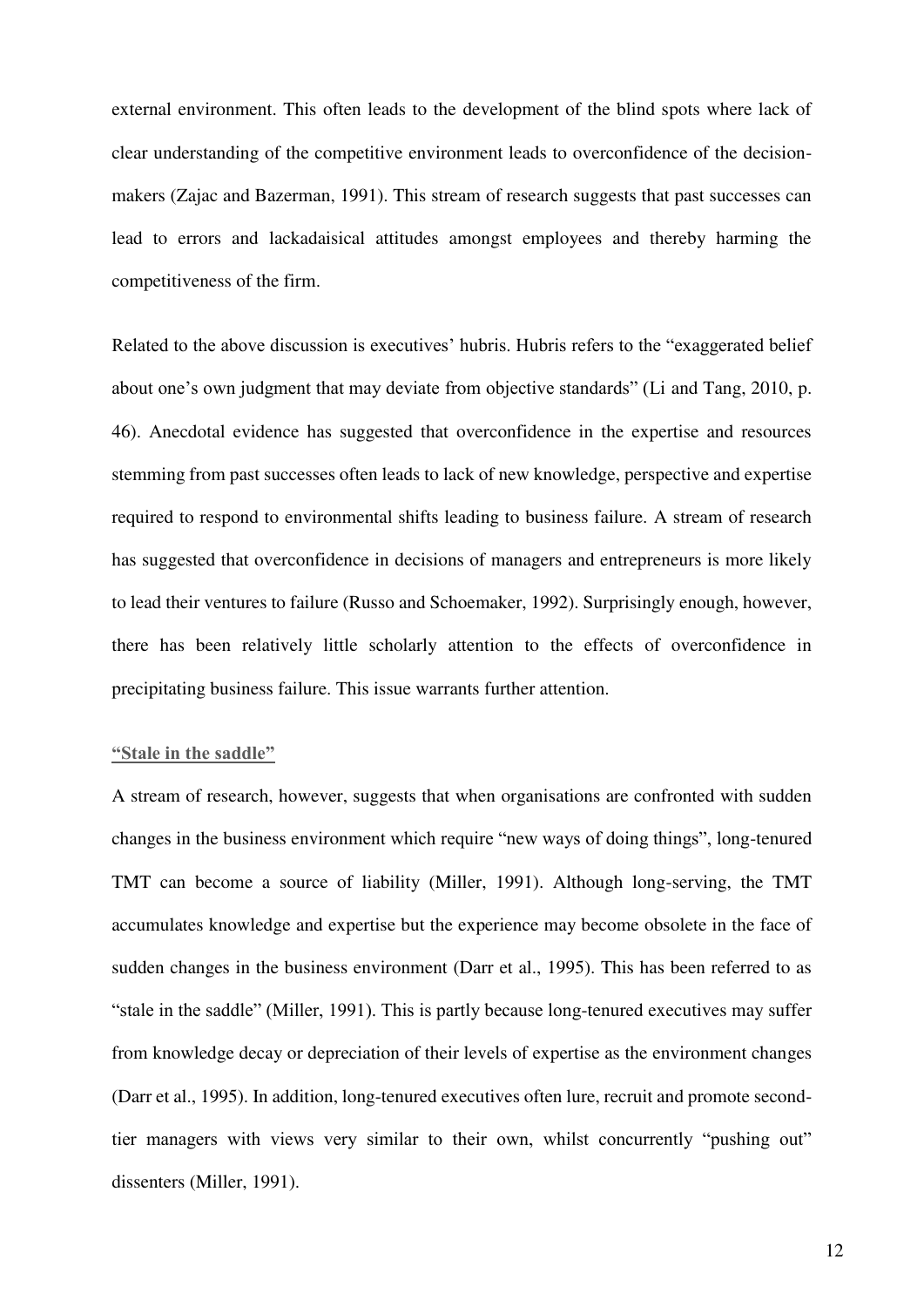external environment. This often leads to the development of the blind spots where lack of clear understanding of the competitive environment leads to overconfidence of the decision-makers (Zajac and Bazerman, 1991). This stream of research suggests that past successes can lead to errors and lackadaisical attitudes amongst employees and thereby harming the competitiveness of the firm.

Related to the above discussion is executives' hubris. Hubris refers to the "exaggerated belief about one's own judgment that may deviate from objective standards" (Li and Tang, 2010, p. 46). Anecdotal evidence has suggested that overconfidence in the expertise and resources stemming from past successes often leads to lack of new knowledge, perspective and expertise required to respond to environmental shifts leading to business failure. A stream of research has suggested that overconfidence in decisions of managers and entrepreneurs is more likely to lead their ventures to failure (Russo and Schoemaker, 1992). Surprisingly enough, however, there has been relatively little scholarly attention to the effects of overconfidence in precipitating business failure. This issue warrants further attention.

### "Stale in the saddle"

A stream of research, however, suggests that when organisations are confronted with sudden changes in the business environment which require "new ways of doing things", long-tenured TMT can become a source of liability (Miller, 1991). Although long-serving, the TMT accumulates knowledge and expertise but the experience may become obsolete in the face of sudden changes in the business environment (Darr et al., 1995). This has been referred to as "stale in the saddle" (Miller, 1991). This is partly because long-tenured executives may suffer from knowledge decay or depreciation of their levels of expertise as the environment changes (Darr et al., 1995). In addition, long-tenured executives often lure, recruit and promote second-tier managers with views very similar to their own, whilst concurrently "pushing out" dissenters (Miller, 1991).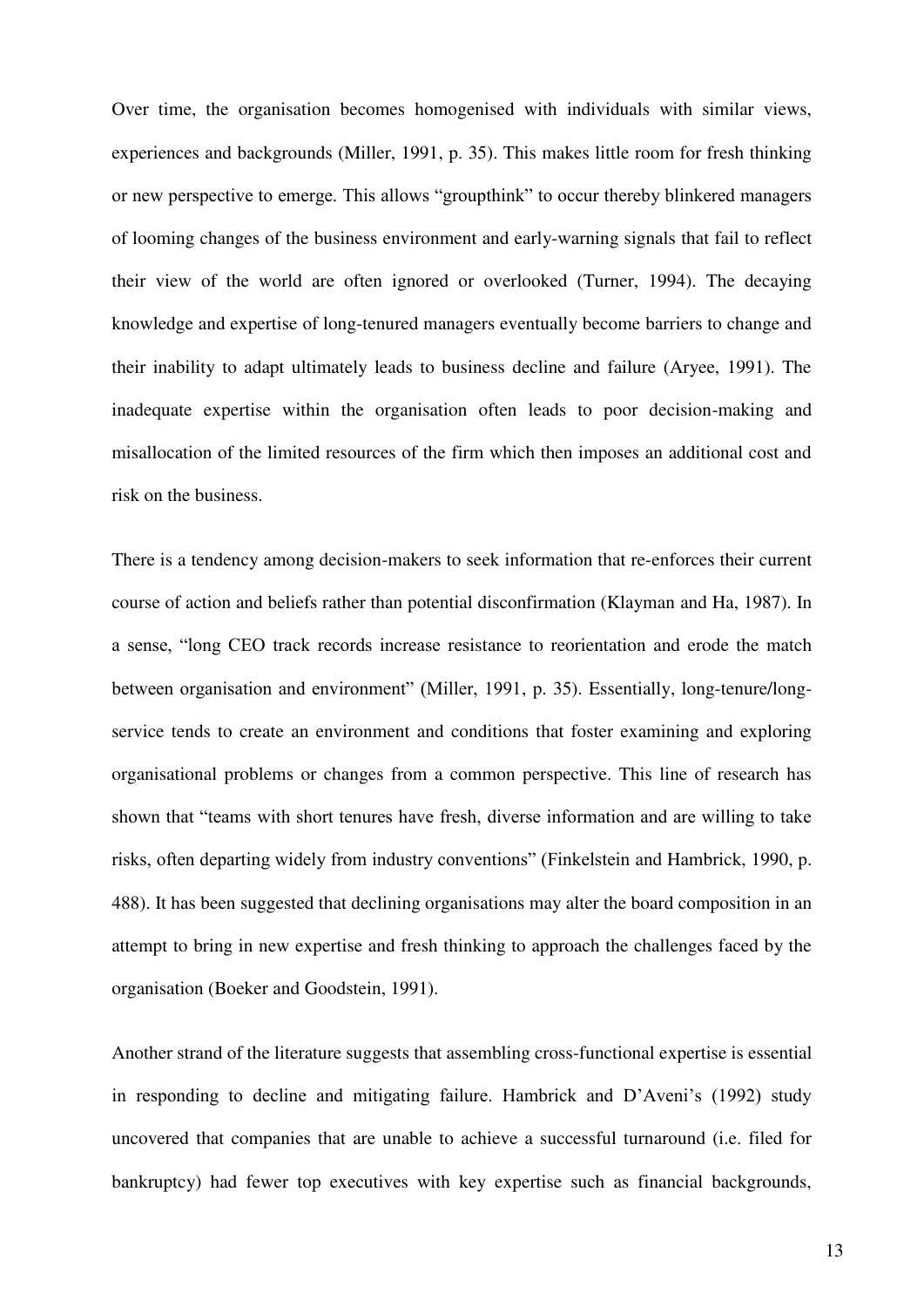Over time, the organisation becomes homogenised with individuals with similar views, experiences and backgrounds (Miller, 1991, p. 35). This makes little room for fresh thinking or new perspective to emerge. This allows "groupthink" to occur thereby blinkered managers of looming changes of the business environment and early-warning signals that fail to reflect their view of the world are often ignored or overlooked (Turner, 1994). The decaying knowledge and expertise of long-tenured managers eventually become barriers to change and their inability to adapt ultimately leads to business decline and failure (Aryee, 1991). The inadequate expertise within the organisation often leads to poor decision-making and misallocation of the limited resources of the firm which then imposes an additional cost and risk on the business.

There is a tendency among decision-makers to seek information that re-enforces their current course of action and beliefs rather than potential disconfirmation (Klayman and Ha, 1987). In a sense, "long CEO track records increase resistance to reorientation and erode the match between organisation and environment" (Miller, 1991, p. 35). Essentially, long-tenure/long-service tends to create an environment and conditions that foster examining and exploring organisational problems or changes from a common perspective. This line of research has shown that "teams with short tenures have fresh, diverse information and are willing to take risks, often departing widely from industry conventions" (Finkelstein and Hambrick, 1990, p. 488). It has been suggested that declining organisations may alter the board composition in an attempt to bring in new expertise and fresh thinking to approach the challenges faced by the organisation (Boeker and Goodstein, 1991).

Another strand of the literature suggests that assembling cross-functional expertise is essential in responding to decline and mitigating failure. Hambrick and D'Aveni's (1992) study uncovered that companies that are unable to achieve a successful turnaround (i.e. filed for bankruptcy) had fewer top executives with key expertise such as financial backgrounds,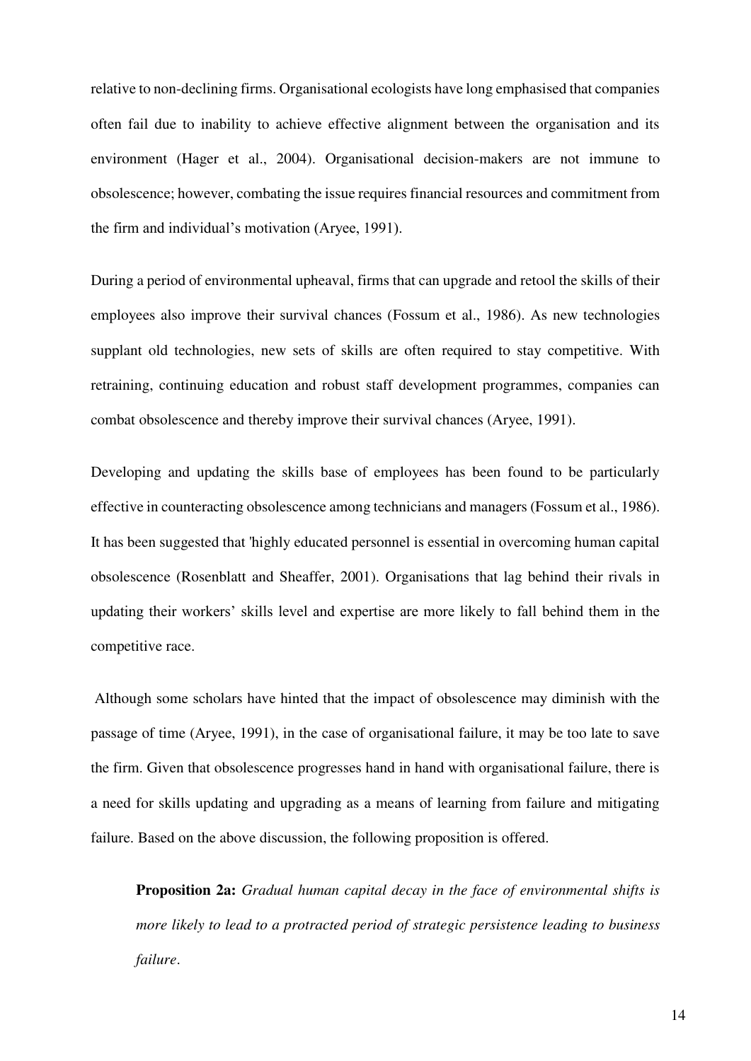relative to non-declining firms. Organisational ecologists have long emphasised that companies often fail due to inability to achieve effective alignment between the organisation and its environment (Hager et al., 2004). Organisational decision-makers are not immune to obsolescence; however, combating the issue requires financial resources and commitment from the firm and individual's motivation (Aryee, 1991).

During a period of environmental upheaval, firms that can upgrade and retool the skills of their employees also improve their survival chances (Fossum et al., 1986). As new technologies supplant old technologies, new sets of skills are often required to stay competitive. With retraining, continuing education and robust staff development programmes, companies can combat obsolescence and thereby improve their survival chances (Aryee, 1991).

Developing and updating the skills base of employees has been found to be particularly effective in counteracting obsolescence among technicians and managers (Fossum et al., 1986). It has been suggested that 'highly educated personnel is essential in overcoming human capital obsolescence (Rosenblatt and Sheaffer, 2001). Organisations that lag behind their rivals in updating their workers' skills level and expertise are more likely to fall behind them in the competitive race.

Although some scholars have hinted that the impact of obsolescence may diminish with the passage of time (Aryee, 1991), in the case of organisational failure, it may be too late to save the firm. Given that obsolescence progresses hand in hand with organisational failure, there is a need for skills updating and upgrading as a means of learning from failure and mitigating failure. Based on the above discussion, the following proposition is offered.

> **Proposition 2a:** *Gradual human capital decay in the face of environmental shifts is more likely to lead to a protracted period of strategic persistence leading to business failure*.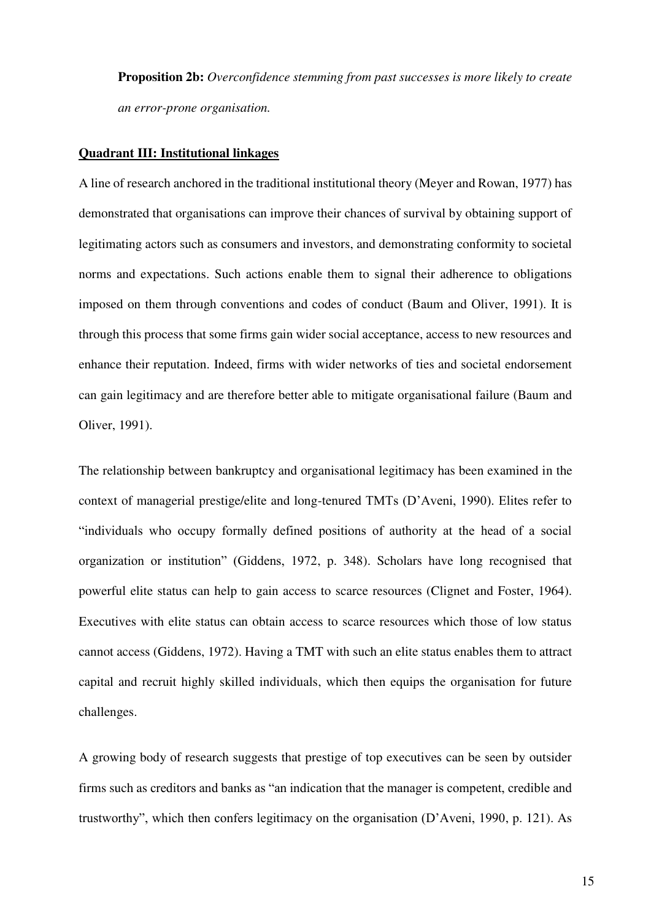**Proposition 2b:** *Overconfidence stemming from past successes is more likely to create an error-prone organisation.*

**Quadrant III: Institutional linkages**

A line of research anchored in the traditional institutional theory (Meyer and Rowan, 1977) has demonstrated that organisations can improve their chances of survival by obtaining support of legitimating actors such as consumers and investors, and demonstrating conformity to societal norms and expectations. Such actions enable them to signal their adherence to obligations imposed on them through conventions and codes of conduct (Baum and Oliver, 1991). It is through this process that some firms gain wider social acceptance, access to new resources and enhance their reputation. Indeed, firms with wider networks of ties and societal endorsement can gain legitimacy and are therefore better able to mitigate organisational failure (Baum and Oliver, 1991).

The relationship between bankruptcy and organisational legitimacy has been examined in the context of managerial prestige/elite and long-tenured TMTs (D'Aveni, 1990). Elites refer to "individuals who occupy formally defined positions of authority at the head of a social organization or institution" (Giddens, 1972, p. 348). Scholars have long recognised that powerful elite status can help to gain access to scarce resources (Clignet and Foster, 1964). Executives with elite status can obtain access to scarce resources which those of low status cannot access (Giddens, 1972). Having a TMT with such an elite status enables them to attract capital and recruit highly skilled individuals, which then equips the organisation for future challenges.

A growing body of research suggests that prestige of top executives can be seen by outsider firms such as creditors and banks as "an indication that the manager is competent, credible and trustworthy", which then confers legitimacy on the organisation (D'Aveni, 1990, p. 121). As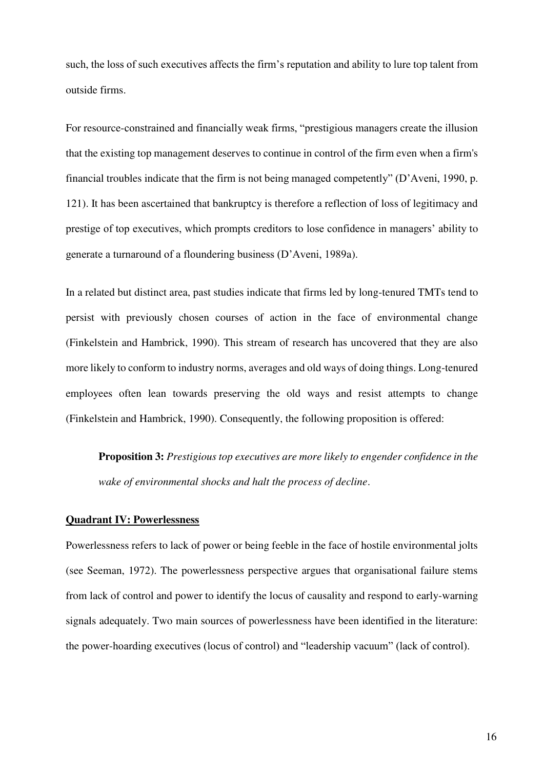such, the loss of such executives affects the firm's reputation and ability to lure top talent from outside firms.

For resource-constrained and financially weak firms, "prestigious managers create the illusion that the existing top management deserves to continue in control of the firm even when a firm's financial troubles indicate that the firm is not being managed competently" (D'Aveni, 1990, p. 121). It has been ascertained that bankruptcy is therefore a reflection of loss of legitimacy and prestige of top executives, which prompts creditors to lose confidence in managers' ability to generate a turnaround of a floundering business (D'Aveni, 1989a).

In a related but distinct area, past studies indicate that firms led by long-tenured TMTs tend to persist with previously chosen courses of action in the face of environmental change (Finkelstein and Hambrick, 1990). This stream of research has uncovered that they are also more likely to conform to industry norms, averages and old ways of doing things. Long-tenured employees often lean towards preserving the old ways and resist attempts to change (Finkelstein and Hambrick, 1990). Consequently, the following proposition is offered:

> **Proposition 3:** *Prestigious top executives are more likely to engender confidence in the wake of environmental shocks and halt the process of decline*.

### Quadrant IV: Powerlessness

Powerlessness refers to lack of power or being feeble in the face of hostile environmental jolts (see Seeman, 1972). The powerlessness perspective argues that organisational failure stems from lack of control and power to identify the locus of causality and respond to early-warning signals adequately. Two main sources of powerlessness have been identified in the literature: the power-hoarding executives (locus of control) and "leadership vacuum" (lack of control).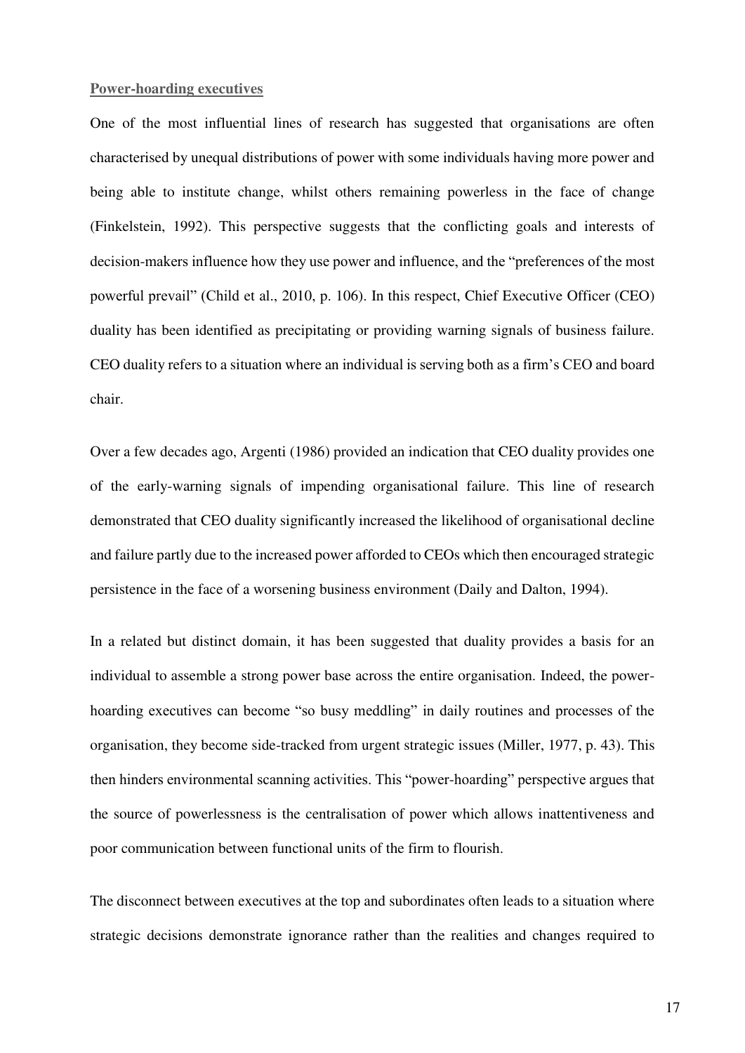**Power-hoarding executives**

One of the most influential lines of research has suggested that organisations are often characterised by unequal distributions of power with some individuals having more power and being able to institute change, whilst others remaining powerless in the face of change (Finkelstein, 1992). This perspective suggests that the conflicting goals and interests of decision-makers influence how they use power and influence, and the "preferences of the most powerful prevail" (Child et al., 2010, p. 106). In this respect, Chief Executive Officer (CEO) duality has been identified as precipitating or providing warning signals of business failure. CEO duality refers to a situation where an individual is serving both as a firm's CEO and board chair.

Over a few decades ago, Argenti (1986) provided an indication that CEO duality provides one of the early-warning signals of impending organisational failure. This line of research demonstrated that CEO duality significantly increased the likelihood of organisational decline and failure partly due to the increased power afforded to CEOs which then encouraged strategic persistence in the face of a worsening business environment (Daily and Dalton, 1994).

In a related but distinct domain, it has been suggested that duality provides a basis for an individual to assemble a strong power base across the entire organisation. Indeed, the power-hoarding executives can become "so busy meddling" in daily routines and processes of the organisation, they become side-tracked from urgent strategic issues (Miller, 1977, p. 43). This then hinders environmental scanning activities. This "power-hoarding" perspective argues that the source of powerlessness is the centralisation of power which allows inattentiveness and poor communication between functional units of the firm to flourish.

The disconnect between executives at the top and subordinates often leads to a situation where strategic decisions demonstrate ignorance rather than the realities and changes required to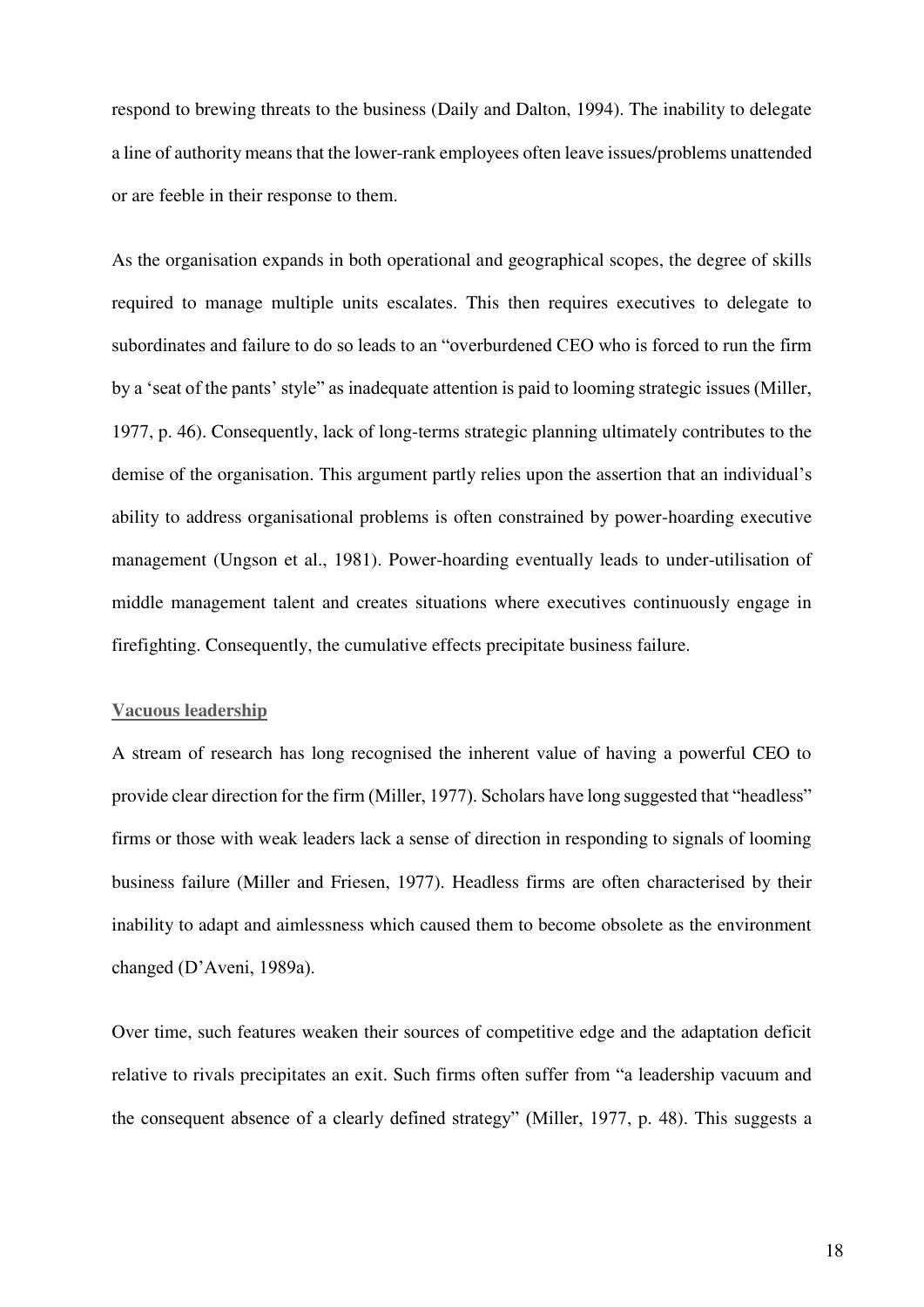respond to brewing threats to the business (Daily and Dalton, 1994). The inability to delegate a line of authority means that the lower-rank employees often leave issues/problems unattended or are feeble in their response to them.

As the organisation expands in both operational and geographical scopes, the degree of skills required to manage multiple units escalates. This then requires executives to delegate to subordinates and failure to do so leads to an "overburdened CEO who is forced to run the firm by a 'seat of the pants' style" as inadequate attention is paid to looming strategic issues (Miller, 1977, p. 46). Consequently, lack of long-terms strategic planning ultimately contributes to the demise of the organisation. This argument partly relies upon the assertion that an individual's ability to address organisational problems is often constrained by power-hoarding executive management (Ungson et al., 1981). Power-hoarding eventually leads to under-utilisation of middle management talent and creates situations where executives continuously engage in firefighting. Consequently, the cumulative effects precipitate business failure.

### Vacuous leadership

A stream of research has long recognised the inherent value of having a powerful CEO to provide clear direction for the firm (Miller, 1977). Scholars have long suggested that "headless" firms or those with weak leaders lack a sense of direction in responding to signals of looming business failure (Miller and Friesen, 1977). Headless firms are often characterised by their inability to adapt and aimlessness which caused them to become obsolete as the environment changed (D'Aveni, 1989a).

Over time, such features weaken their sources of competitive edge and the adaptation deficit relative to rivals precipitates an exit. Such firms often suffer from "a leadership vacuum and the consequent absence of a clearly defined strategy" (Miller, 1977, p. 48). This suggests a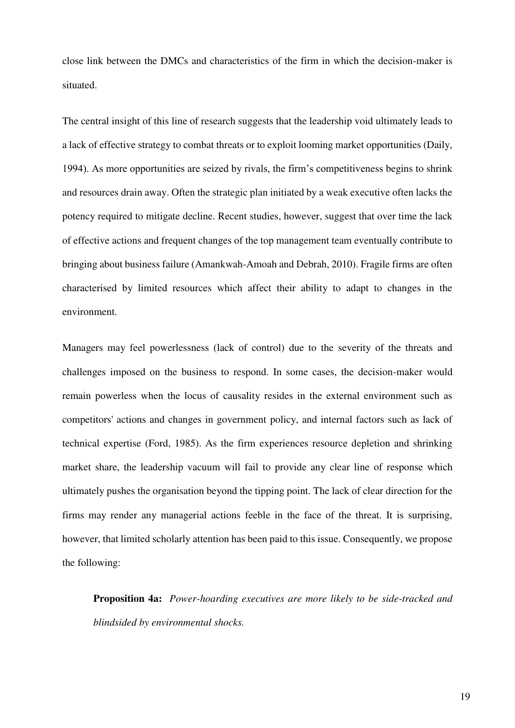close link between the DMCs and characteristics of the firm in which the decision-maker is situated.

The central insight of this line of research suggests that the leadership void ultimately leads to a lack of effective strategy to combat threats or to exploit looming market opportunities (Daily, 1994). As more opportunities are seized by rivals, the firm's competitiveness begins to shrink and resources drain away. Often the strategic plan initiated by a weak executive often lacks the potency required to mitigate decline. Recent studies, however, suggest that over time the lack of effective actions and frequent changes of the top management team eventually contribute to bringing about business failure (Amankwah-Amoah and Debrah, 2010). Fragile firms are often characterised by limited resources which affect their ability to adapt to changes in the environment.

Managers may feel powerlessness (lack of control) due to the severity of the threats and challenges imposed on the business to respond. In some cases, the decision-maker would remain powerless when the locus of causality resides in the external environment such as competitors' actions and changes in government policy, and internal factors such as lack of technical expertise (Ford, 1985). As the firm experiences resource depletion and shrinking market share, the leadership vacuum will fail to provide any clear line of response which ultimately pushes the organisation beyond the tipping point. The lack of clear direction for the firms may render any managerial actions feeble in the face of the threat. It is surprising, however, that limited scholarly attention has been paid to this issue. Consequently, we propose the following:

> **Proposition 4a:** *Power-hoarding executives are more likely to be side-tracked and blindsided by environmental shocks.*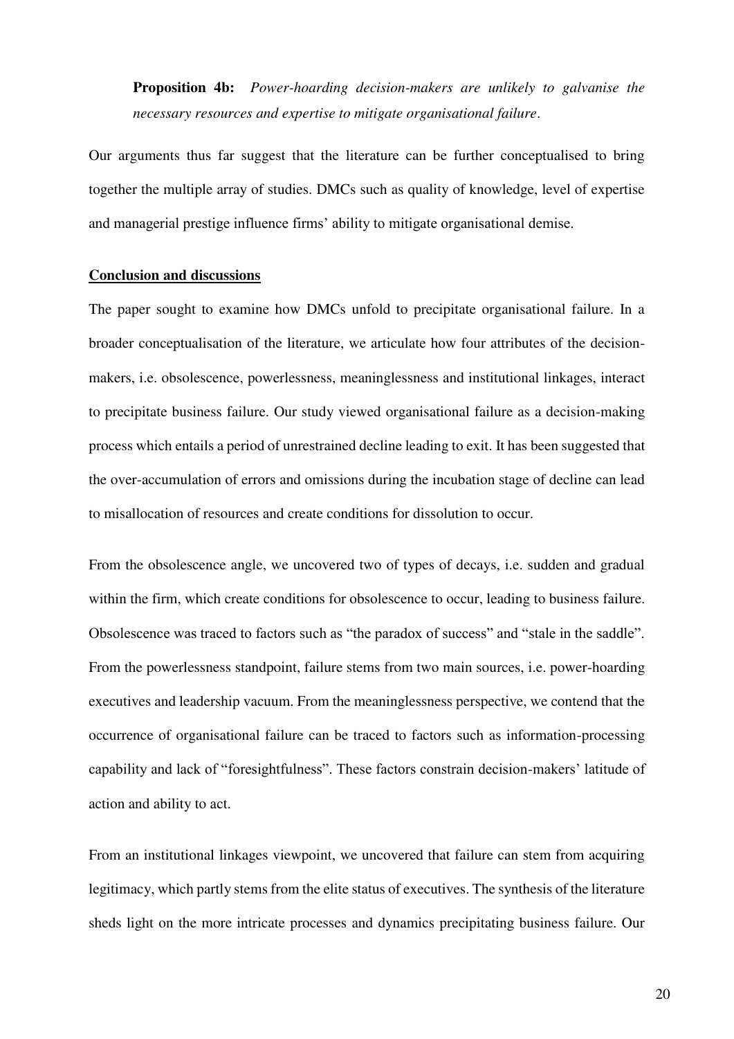**Proposition 4b:** *Power-hoarding decision-makers are unlikely to galvanise the necessary resources and expertise to mitigate organisational failure*.

Our arguments thus far suggest that the literature can be further conceptualised to bring together the multiple array of studies. DMCs such as quality of knowledge, level of expertise and managerial prestige influence firms' ability to mitigate organisational demise.

## Conclusion and discussions

The paper sought to examine how DMCs unfold to precipitate organisational failure. In a broader conceptualisation of the literature, we articulate how four attributes of the decision-makers, i.e. obsolescence, powerlessness, meaninglessness and institutional linkages, interact to precipitate business failure. Our study viewed organisational failure as a decision-making process which entails a period of unrestrained decline leading to exit. It has been suggested that the over-accumulation of errors and omissions during the incubation stage of decline can lead to misallocation of resources and create conditions for dissolution to occur.

From the obsolescence angle, we uncovered two of types of decays, i.e. sudden and gradual within the firm, which create conditions for obsolescence to occur, leading to business failure. Obsolescence was traced to factors such as "the paradox of success" and "stale in the saddle". From the powerlessness standpoint, failure stems from two main sources, i.e. power-hoarding executives and leadership vacuum. From the meaninglessness perspective, we contend that the occurrence of organisational failure can be traced to factors such as information-processing capability and lack of "foresightfulness". These factors constrain decision-makers' latitude of action and ability to act.

From an institutional linkages viewpoint, we uncovered that failure can stem from acquiring legitimacy, which partly stems from the elite status of executives. The synthesis of the literature sheds light on the more intricate processes and dynamics precipitating business failure. Our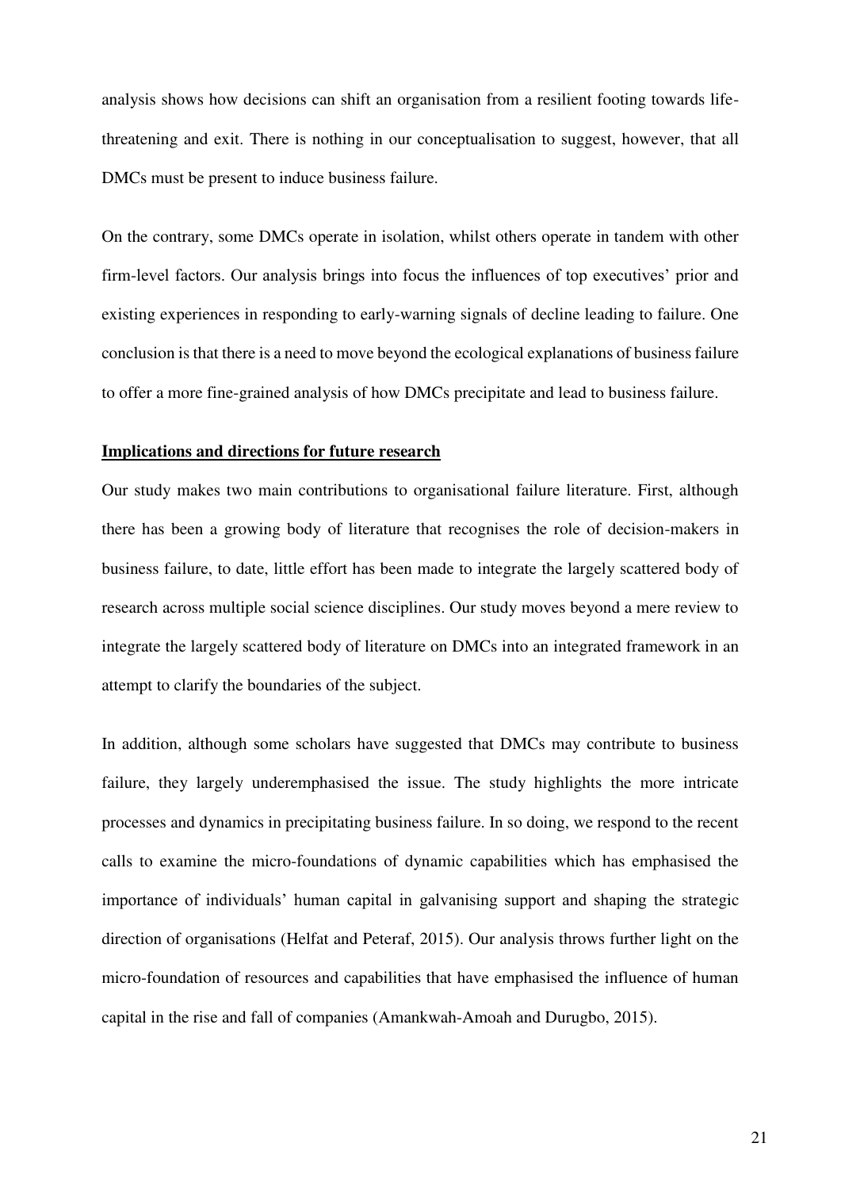analysis shows how decisions can shift an organisation from a resilient footing towards life-threatening and exit. There is nothing in our conceptualisation to suggest, however, that all DMCs must be present to induce business failure.

On the contrary, some DMCs operate in isolation, whilst others operate in tandem with other firm-level factors. Our analysis brings into focus the influences of top executives' prior and existing experiences in responding to early-warning signals of decline leading to failure. One conclusion is that there is a need to move beyond the ecological explanations of business failure to offer a more fine-grained analysis of how DMCs precipitate and lead to business failure.

## Implications and directions for future research

Our study makes two main contributions to organisational failure literature. First, although there has been a growing body of literature that recognises the role of decision-makers in business failure, to date, little effort has been made to integrate the largely scattered body of research across multiple social science disciplines. Our study moves beyond a mere review to integrate the largely scattered body of literature on DMCs into an integrated framework in an attempt to clarify the boundaries of the subject.

In addition, although some scholars have suggested that DMCs may contribute to business failure, they largely underemphasised the issue. The study highlights the more intricate processes and dynamics in precipitating business failure. In so doing, we respond to the recent calls to examine the micro-foundations of dynamic capabilities which has emphasised the importance of individuals' human capital in galvanising support and shaping the strategic direction of organisations (Helfat and Peteraf, 2015). Our analysis throws further light on the micro-foundation of resources and capabilities that have emphasised the influence of human capital in the rise and fall of companies (Amankwah-Amoah and Durugbo, 2015).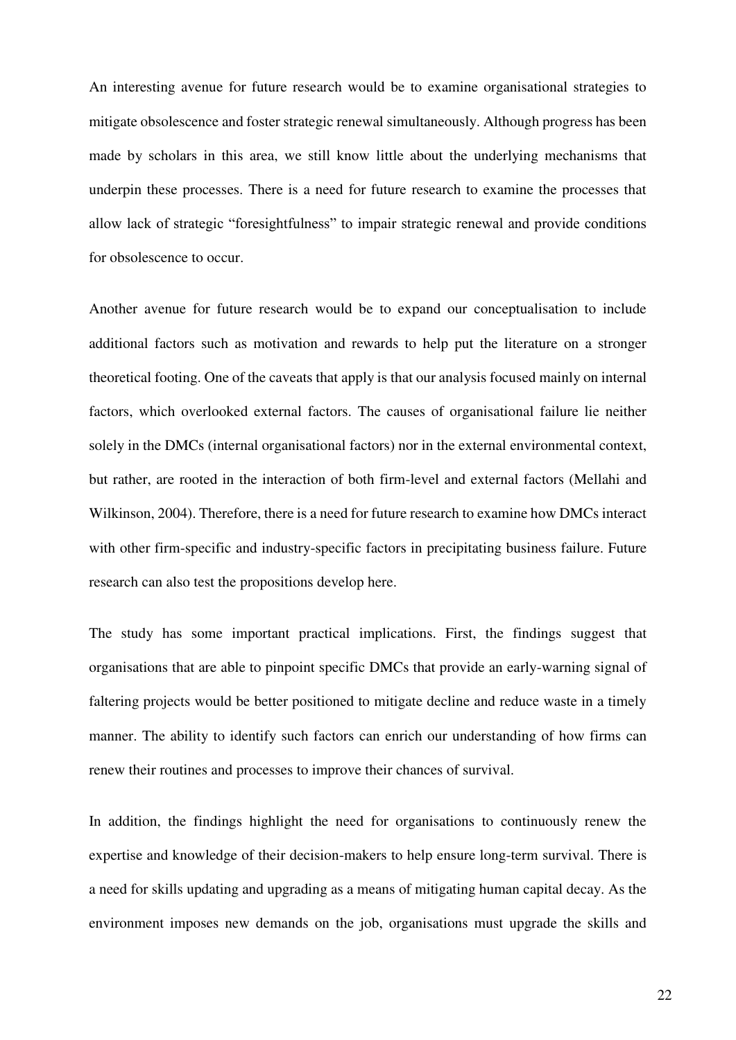An interesting avenue for future research would be to examine organisational strategies to mitigate obsolescence and foster strategic renewal simultaneously. Although progress has been made by scholars in this area, we still know little about the underlying mechanisms that underpin these processes. There is a need for future research to examine the processes that allow lack of strategic "foresightfulness" to impair strategic renewal and provide conditions for obsolescence to occur.

Another avenue for future research would be to expand our conceptualisation to include additional factors such as motivation and rewards to help put the literature on a stronger theoretical footing. One of the caveats that apply is that our analysis focused mainly on internal factors, which overlooked external factors. The causes of organisational failure lie neither solely in the DMCs (internal organisational factors) nor in the external environmental context, but rather, are rooted in the interaction of both firm-level and external factors (Mellahi and Wilkinson, 2004). Therefore, there is a need for future research to examine how DMCs interact with other firm-specific and industry-specific factors in precipitating business failure. Future research can also test the propositions develop here.

The study has some important practical implications. First, the findings suggest that organisations that are able to pinpoint specific DMCs that provide an early-warning signal of faltering projects would be better positioned to mitigate decline and reduce waste in a timely manner. The ability to identify such factors can enrich our understanding of how firms can renew their routines and processes to improve their chances of survival.

In addition, the findings highlight the need for organisations to continuously renew the expertise and knowledge of their decision-makers to help ensure long-term survival. There is a need for skills updating and upgrading as a means of mitigating human capital decay. As the environment imposes new demands on the job, organisations must upgrade the skills and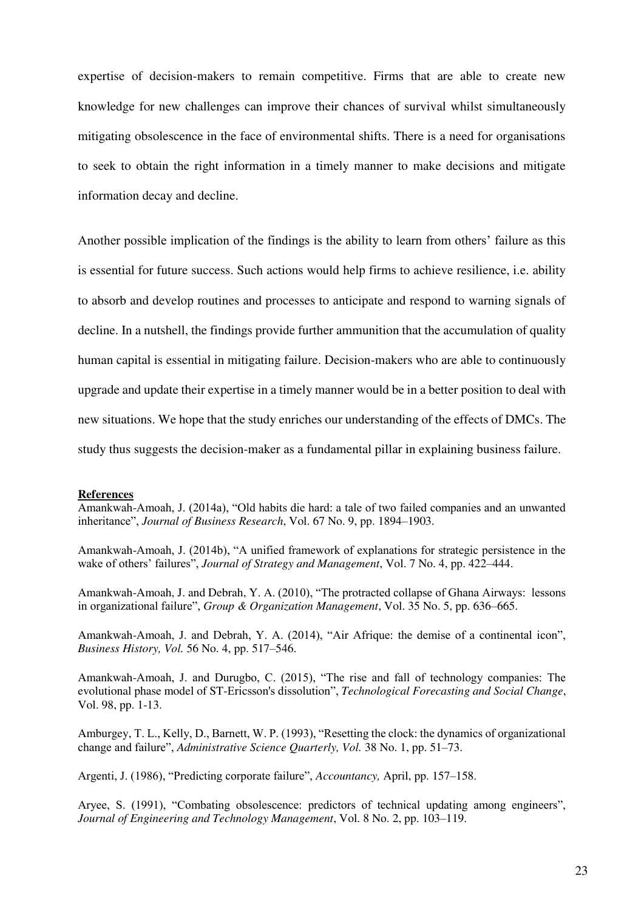expertise of decision-makers to remain competitive. Firms that are able to create new knowledge for new challenges can improve their chances of survival whilst simultaneously mitigating obsolescence in the face of environmental shifts. There is a need for organisations to seek to obtain the right information in a timely manner to make decisions and mitigate information decay and decline.

Another possible implication of the findings is the ability to learn from others' failure as this is essential for future success. Such actions would help firms to achieve resilience, i.e. ability to absorb and develop routines and processes to anticipate and respond to warning signals of decline. In a nutshell, the findings provide further ammunition that the accumulation of quality human capital is essential in mitigating failure. Decision-makers who are able to continuously upgrade and update their expertise in a timely manner would be in a better position to deal with new situations. We hope that the study enriches our understanding of the effects of DMCs. The study thus suggests the decision-maker as a fundamental pillar in explaining business failure.

**References**

Amankwah-Amoah, J. (2014a), "Old habits die hard: a tale of two failed companies and an unwanted inheritance", *Journal of Business Research*, Vol. 67 No. 9, pp. 1894–1903.

Amankwah-Amoah, J. (2014b), "A unified framework of explanations for strategic persistence in the wake of others' failures", *Journal of Strategy and Management*, Vol. 7 No. 4, pp. 422–444.

Amankwah-Amoah, J. and Debrah, Y. A. (2010), "The protracted collapse of Ghana Airways: lessons in organizational failure", *Group & Organization Management*, Vol. 35 No. 5, pp. 636–665.

Amankwah-Amoah, J. and Debrah, Y. A. (2014), "Air Afrique: the demise of a continental icon", *Business History, Vol.* 56 No. 4, pp. 517–546.

Amankwah-Amoah, J. and Durugbo, C. (2015), "The rise and fall of technology companies: The evolutional phase model of ST-Ericsson's dissolution", *Technological Forecasting and Social Change*, Vol. 98, pp. 1-13.

Amburgey, T. L., Kelly, D., Barnett, W. P. (1993), "Resetting the clock: the dynamics of organizational change and failure", *Administrative Science Quarterly, Vol.* 38 No. 1, pp. 51–73.

Argenti, J. (1986), "Predicting corporate failure", *Accountancy,* April, pp. 157–158.

Aryee, S. (1991), "Combating obsolescence: predictors of technical updating among engineers", *Journal of Engineering and Technology Management*, Vol. 8 No. 2, pp. 103–119.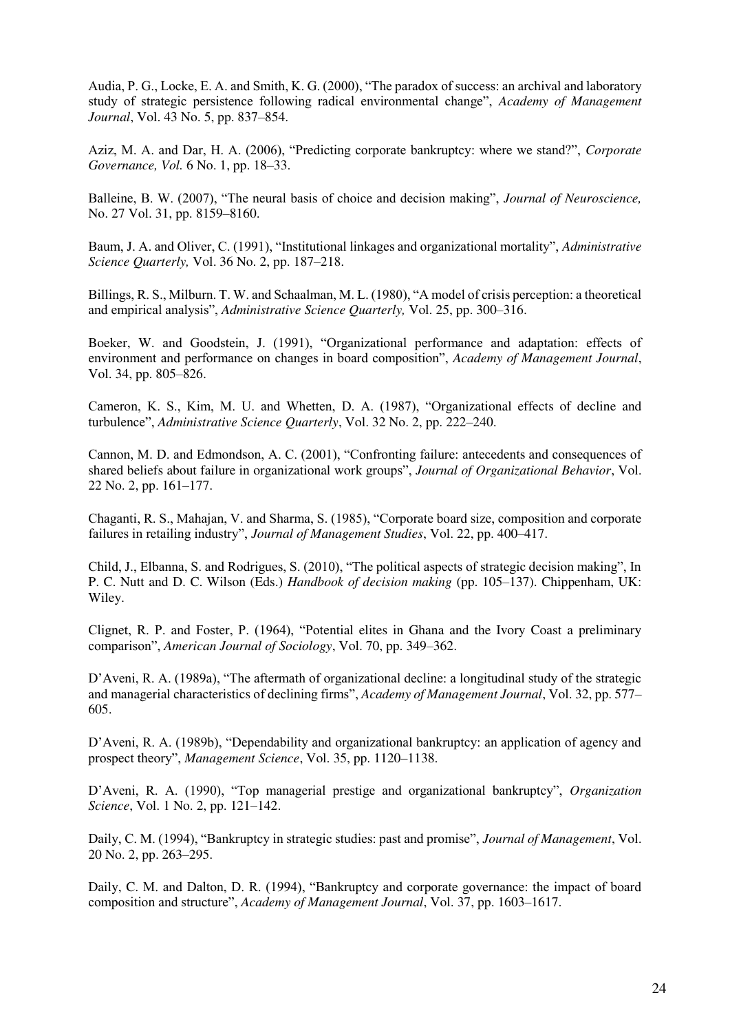Audia, P. G., Locke, E. A. and Smith, K. G. (2000), "The paradox of success: an archival and laboratory study of strategic persistence following radical environmental change", *Academy of Management Journal*, Vol. 43 No. 5, pp. 837–854.

Aziz, M. A. and Dar, H. A. (2006), "Predicting corporate bankruptcy: where we stand?", *Corporate Governance, Vol.* 6 No. 1, pp. 18–33.

Balleine, B. W. (2007), "The neural basis of choice and decision making", *Journal of Neuroscience,* No. 27 Vol. 31, pp. 8159–8160.

Baum, J. A. and Oliver, C. (1991), "Institutional linkages and organizational mortality", *Administrative Science Quarterly,* Vol. 36 No. 2, pp. 187–218.

Billings, R. S., Milburn. T. W. and Schaalman, M. L. (1980), "A model of crisis perception: a theoretical and empirical analysis", *Administrative Science Quarterly,* Vol. 25, pp. 300–316.

Boeker, W. and Goodstein, J. (1991), "Organizational performance and adaptation: effects of environment and performance on changes in board composition", *Academy of Management Journal*, Vol. 34, pp. 805–826.

Cameron, K. S., Kim, M. U. and Whetten, D. A. (1987), "Organizational effects of decline and turbulence", *Administrative Science Quarterly*, Vol. 32 No. 2, pp. 222–240.

Cannon, M. D. and Edmondson, A. C. (2001), "Confronting failure: antecedents and consequences of shared beliefs about failure in organizational work groups", *Journal of Organizational Behavior*, Vol. 22 No. 2, pp. 161–177.

Chaganti, R. S., Mahajan, V. and Sharma, S. (1985), "Corporate board size, composition and corporate failures in retailing industry", *Journal of Management Studies*, Vol. 22, pp. 400–417.

Child, J., Elbanna, S. and Rodrigues, S. (2010), "The political aspects of strategic decision making", In P. C. Nutt and D. C. Wilson (Eds.) *Handbook of decision making* (pp. 105–137). Chippenham, UK: Wiley.

Clignet, R. P. and Foster, P. (1964), "Potential elites in Ghana and the Ivory Coast a preliminary comparison", *American Journal of Sociology*, Vol. 70, pp. 349–362.

D'Aveni, R. A. (1989a), "The aftermath of organizational decline: a longitudinal study of the strategic and managerial characteristics of declining firms", *Academy of Management Journal*, Vol. 32, pp. 577–605.

D'Aveni, R. A. (1989b), "Dependability and organizational bankruptcy: an application of agency and prospect theory", *Management Science*, Vol. 35, pp. 1120–1138.

D'Aveni, R. A. (1990), "Top managerial prestige and organizational bankruptcy", *Organization Science*, Vol. 1 No. 2, pp. 121–142.

Daily, C. M. (1994), "Bankruptcy in strategic studies: past and promise", *Journal of Management*, Vol. 20 No. 2, pp. 263–295.

Daily, C. M. and Dalton, D. R. (1994), "Bankruptcy and corporate governance: the impact of board composition and structure", *Academy of Management Journal*, Vol. 37, pp. 1603–1617.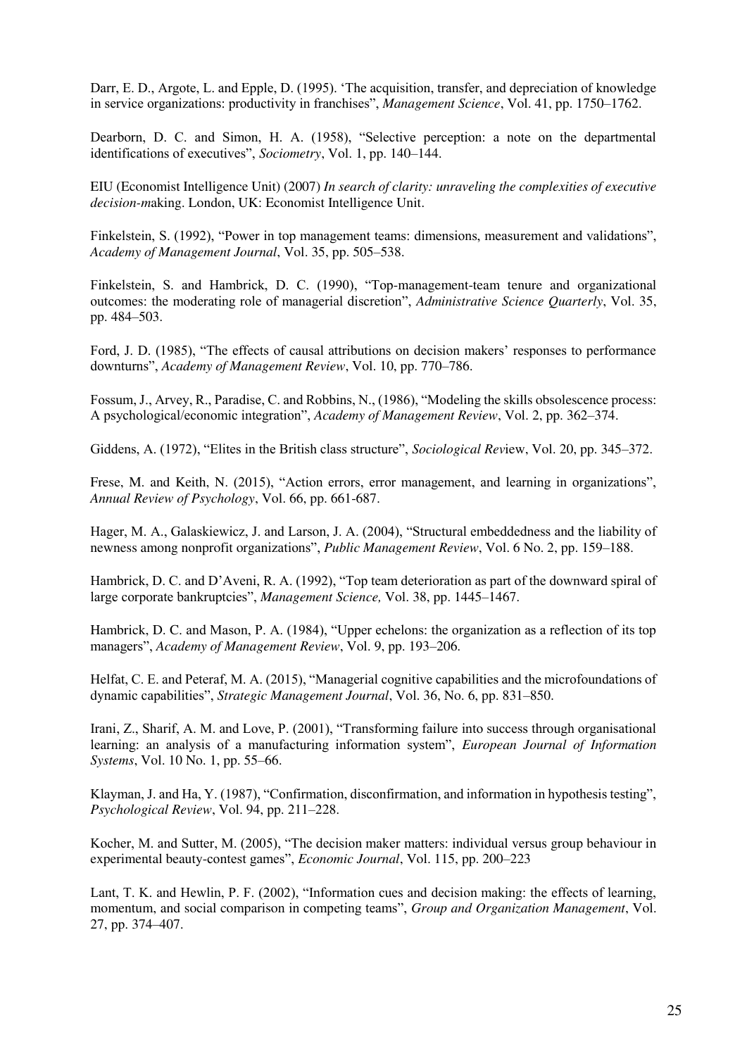Darr, E. D., Argote, L. and Epple, D. (1995). 'The acquisition, transfer, and depreciation of knowledge in service organizations: productivity in franchises", *Management Science*, Vol. 41, pp. 1750–1762.

Dearborn, D. C. and Simon, H. A. (1958), "Selective perception: a note on the departmental identifications of executives", *Sociometry*, Vol. 1, pp. 140–144.

EIU (Economist Intelligence Unit) (2007) *In search of clarity: unraveling the complexities of executive decision-m*aking. London, UK: Economist Intelligence Unit.

Finkelstein, S. (1992), "Power in top management teams: dimensions, measurement and validations", *Academy of Management Journal*, Vol. 35, pp. 505–538.

Finkelstein, S. and Hambrick, D. C. (1990), "Top-management-team tenure and organizational outcomes: the moderating role of managerial discretion", *Administrative Science Quarterly*, Vol. 35, pp. 484–503.

Ford, J. D. (1985), "The effects of causal attributions on decision makers' responses to performance downturns", *Academy of Management Review*, Vol. 10, pp. 770–786.

Fossum, J., Arvey, R., Paradise, C. and Robbins, N., (1986), "Modeling the skills obsolescence process: A psychological/economic integration", *Academy of Management Review*, Vol. 2, pp. 362–374.

Giddens, A. (1972), "Elites in the British class structure", *Sociological Rev*iew, Vol. 20, pp. 345–372.

Frese, M. and Keith, N. (2015), "Action errors, error management, and learning in organizations", *Annual Review of Psychology*, Vol. 66, pp. 661-687.

Hager, M. A., Galaskiewicz, J. and Larson, J. A. (2004), "Structural embeddedness and the liability of newness among nonprofit organizations", *Public Management Review*, Vol. 6 No. 2, pp. 159–188.

Hambrick, D. C. and D'Aveni, R. A. (1992), "Top team deterioration as part of the downward spiral of large corporate bankruptcies", *Management Science,* Vol. 38, pp. 1445–1467.

Hambrick, D. C. and Mason, P. A. (1984), "Upper echelons: the organization as a reflection of its top managers", *Academy of Management Review*, Vol. 9, pp. 193–206.

Helfat, C. E. and Peteraf, M. A. (2015), "Managerial cognitive capabilities and the microfoundations of dynamic capabilities", *Strategic Management Journal*, Vol. 36, No. 6, pp. 831–850.

Irani, Z., Sharif, A. M. and Love, P. (2001), "Transforming failure into success through organisational learning: an analysis of a manufacturing information system", *European Journal of Information Systems*, Vol. 10 No. 1, pp. 55–66.

Klayman, J. and Ha, Y. (1987), "Confirmation, disconfirmation, and information in hypothesis testing", *Psychological Review*, Vol. 94, pp. 211–228.

Kocher, M. and Sutter, M. (2005), "The decision maker matters: individual versus group behaviour in experimental beauty-contest games", *Economic Journal*, Vol. 115, pp. 200–223

Lant, T. K. and Hewlin, P. F. (2002), "Information cues and decision making: the effects of learning, momentum, and social comparison in competing teams", *Group and Organization Management*, Vol. 27, pp. 374–407.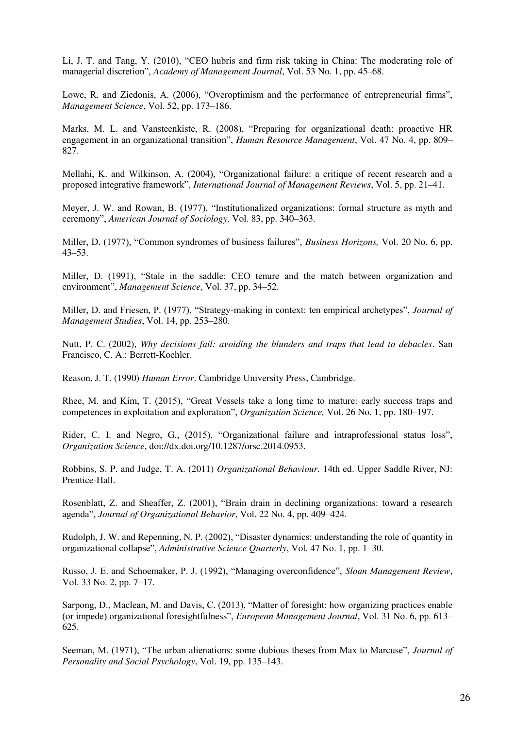Li, J. T. and Tang, Y. (2010), "CEO hubris and firm risk taking in China: The moderating role of managerial discretion", *Academy of Management Journal*, Vol. 53 No. 1, pp. 45–68.

Lowe, R. and Ziedonis, A. (2006), "Overoptimism and the performance of entrepreneurial firms", *Management Science*, Vol. 52, pp. 173–186.

Marks, M. L. and Vansteenkiste, R. (2008), "Preparing for organizational death: proactive HR engagement in an organizational transition", *Human Resource Management*, Vol. 47 No. 4, pp. 809–827.

Mellahi, K. and Wilkinson, A. (2004), "Organizational failure: a critique of recent research and a proposed integrative framework", *International Journal of Management Reviews*, Vol. 5, pp. 21–41.

Meyer, J. W. and Rowan, B. (1977), "Institutionalized organizations: formal structure as myth and ceremony", *American Journal of Sociology,* Vol. 83, pp. 340–363.

Miller, D. (1977), "Common syndromes of business failures", *Business Horizons,* Vol. 20 No. 6, pp. 43–53.

Miller, D. (1991), "Stale in the saddle: CEO tenure and the match between organization and environment", *Management Science*, Vol. 37, pp. 34–52.

Miller, D. and Friesen, P. (1977), "Strategy-making in context: ten empirical archetypes", *Journal of Management Studies*, Vol. 14, pp. 253–280.

Nutt, P. C. (2002), *Why decisions fail: avoiding the blunders and traps that lead to debacles*. San Francisco, C. A.: Berrett-Koehler.

Reason, J. T. (1990) *Human Error*. Cambridge University Press, Cambridge.

Rhee, M. and Kim, T. (2015), "Great Vessels take a long time to mature: early success traps and competences in exploitation and exploration", *Organization Science,* Vol. 26 No. 1, pp. 180–197.

Rider, C. I. and Negro, G., (2015), "Organizational failure and intraprofessional status loss", *Organization Science*, doi://dx.doi.org/10.1287/orsc.2014.0953.

Robbins, S. P. and Judge, T. A. (2011) *Organizational Behaviour.* 14th ed. Upper Saddle River, NJ: Prentice-Hall.

Rosenblatt, Z. and Sheaffer, Z. (2001), "Brain drain in declining organizations: toward a research agenda", *Journal of Organizational Behavior*, Vol. 22 No. 4, pp. 409–424.

Rudolph, J. W. and Repenning, N. P. (2002), "Disaster dynamics: understanding the role of quantity in organizational collapse", *Administrative Science Quarterly*, Vol. 47 No. 1, pp. 1–30.

Russo, J. E. and Schoemaker, P. J. (1992), "Managing overconfidence", *Sloan Management Review*, Vol. 33 No. 2, pp. 7–17.

Sarpong, D., Maclean, M. and Davis, C. (2013), "Matter of foresight: how organizing practices enable (or impede) organizational foresightfulness", *European Management Journal*, Vol. 31 No. 6, pp. 613–625.

Seeman, M. (1971), "The urban alienations: some dubious theses from Max to Marcuse", *Journal of Personality and Social Psychology*, Vol. 19, pp. 135–143.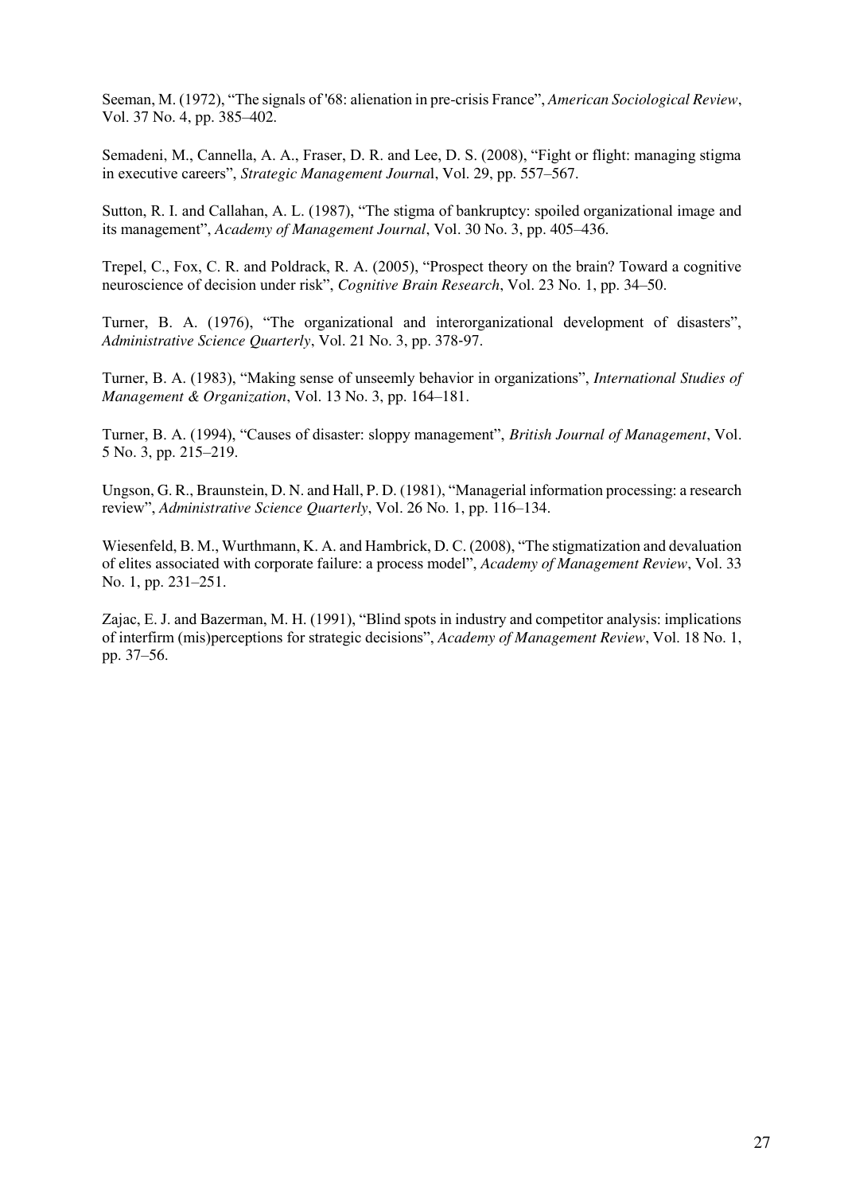Seeman, M. (1972), "The signals of '68: alienation in pre-crisis France", *American Sociological Review*, Vol. 37 No. 4, pp. 385–402.

Semadeni, M., Cannella, A. A., Fraser, D. R. and Lee, D. S. (2008), "Fight or flight: managing stigma in executive careers", *Strategic Management Journa*l, Vol. 29, pp. 557–567.

Sutton, R. I. and Callahan, A. L. (1987), "The stigma of bankruptcy: spoiled organizational image and its management", *Academy of Management Journal*, Vol. 30 No. 3, pp. 405–436.

Trepel, C., Fox, C. R. and Poldrack, R. A. (2005), "Prospect theory on the brain? Toward a cognitive neuroscience of decision under risk", *Cognitive Brain Research*, Vol. 23 No. 1, pp. 34–50.

Turner, B. A. (1976), "The organizational and interorganizational development of disasters", *Administrative Science Quarterly*, Vol. 21 No. 3, pp. 378-97.

Turner, B. A. (1983), "Making sense of unseemly behavior in organizations", *International Studies of Management & Organization*, Vol. 13 No. 3, pp. 164–181.

Turner, B. A. (1994), "Causes of disaster: sloppy management", *British Journal of Management*, Vol. 5 No. 3, pp. 215–219.

Ungson, G. R., Braunstein, D. N. and Hall, P. D. (1981), "Managerial information processing: a research review", *Administrative Science Quarterly*, Vol. 26 No. 1, pp. 116–134.

Wiesenfeld, B. M., Wurthmann, K. A. and Hambrick, D. C. (2008), "The stigmatization and devaluation of elites associated with corporate failure: a process model", *Academy of Management Review*, Vol. 33 No. 1, pp. 231–251.

Zajac, E. J. and Bazerman, M. H. (1991), "Blind spots in industry and competitor analysis: implications of interfirm (mis)perceptions for strategic decisions", *Academy of Management Review*, Vol. 18 No. 1, pp. 37–56.